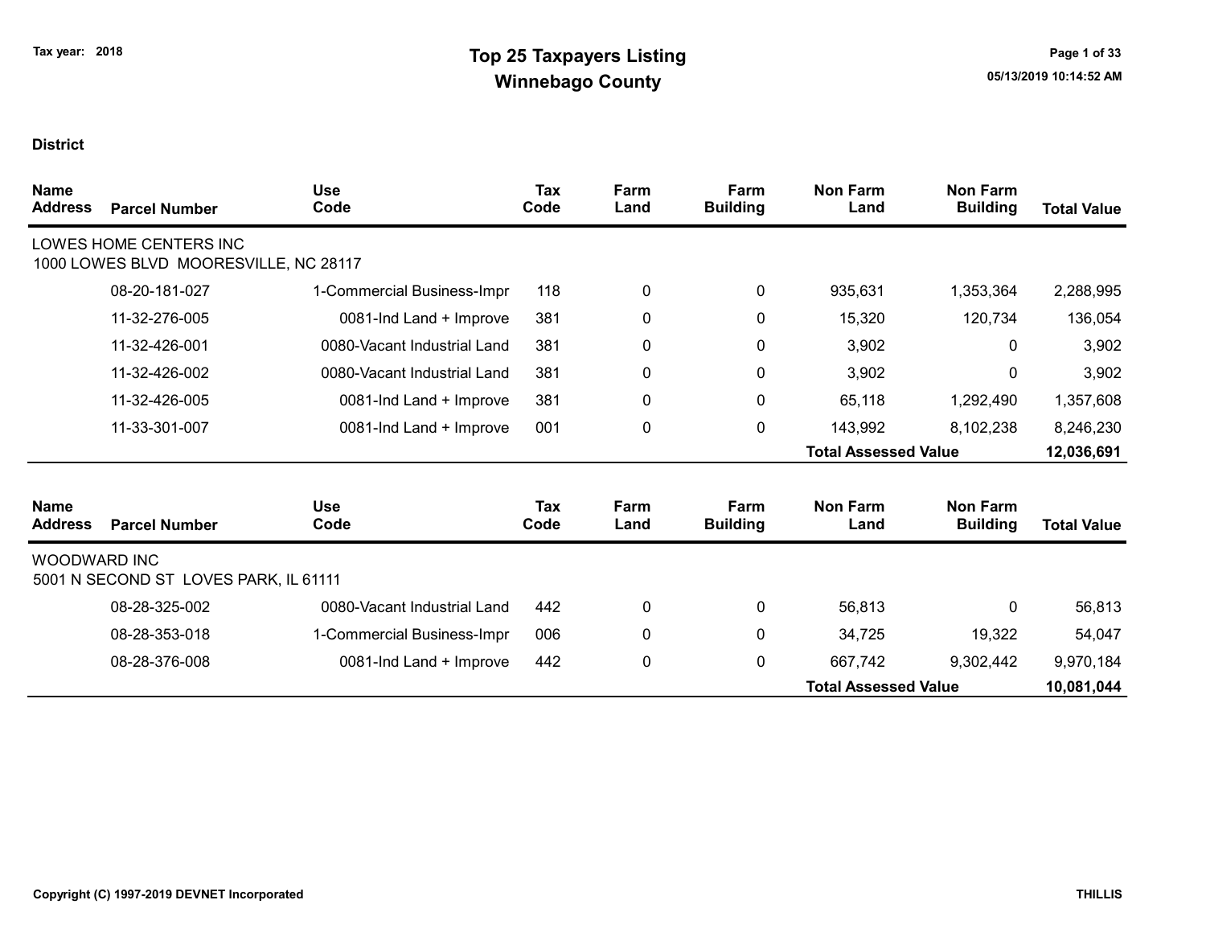Tax year: 2018

# Top 25 Taxpayers Listing
## Winnebago County

05/13/2019 10:14:52 AM

**District**

| Name / Address | Parcel Number | Use Code | Tax Code | Farm Land | Farm Building | Non Farm Land | Non Farm Building | Total Value |
|---|---|---|---|---|---|---|---|---|
| LOWES HOME CENTERS INC<br>1000 LOWES BLVD MOORESVILLE, NC 28117 | | | | | | | | |
| | 08-20-181-027 | 1-Commercial Business-Impr | 118 | 0 | 0 | 935,631 | 1,353,364 | 2,288,995 |
| | 11-32-276-005 | 0081-Ind Land + Improve | 381 | 0 | 0 | 15,320 | 120,734 | 136,054 |
| | 11-32-426-001 | 0080-Vacant Industrial Land | 381 | 0 | 0 | 3,902 | 0 | 3,902 |
| | 11-32-426-002 | 0080-Vacant Industrial Land | 381 | 0 | 0 | 3,902 | 0 | 3,902 |
| | 11-32-426-005 | 0081-Ind Land + Improve | 381 | 0 | 0 | 65,118 | 1,292,490 | 1,357,608 |
| | 11-33-301-007 | 0081-Ind Land + Improve | 001 | 0 | 0 | 143,992 | 8,102,238 | 8,246,230 |
| | | | | | | **Total Assessed Value** | | **12,036,691** |

| Name / Address | Parcel Number | Use Code | Tax Code | Farm Land | Farm Building | Non Farm Land | Non Farm Building | Total Value |
|---|---|---|---|---|---|---|---|---|
| WOODWARD INC<br>5001 N SECOND ST LOVES PARK, IL 61111 | | | | | | | | |
| | 08-28-325-002 | 0080-Vacant Industrial Land | 442 | 0 | 0 | 56,813 | 0 | 56,813 |
| | 08-28-353-018 | 1-Commercial Business-Impr | 006 | 0 | 0 | 34,725 | 19,322 | 54,047 |
| | 08-28-376-008 | 0081-Ind Land + Improve | 442 | 0 | 0 | 667,742 | 9,302,442 | 9,970,184 |
| | | | | | | **Total Assessed Value** | | **10,081,044** |

Copyright (C) 1997-2019 DEVNET Incorporated

THILLIS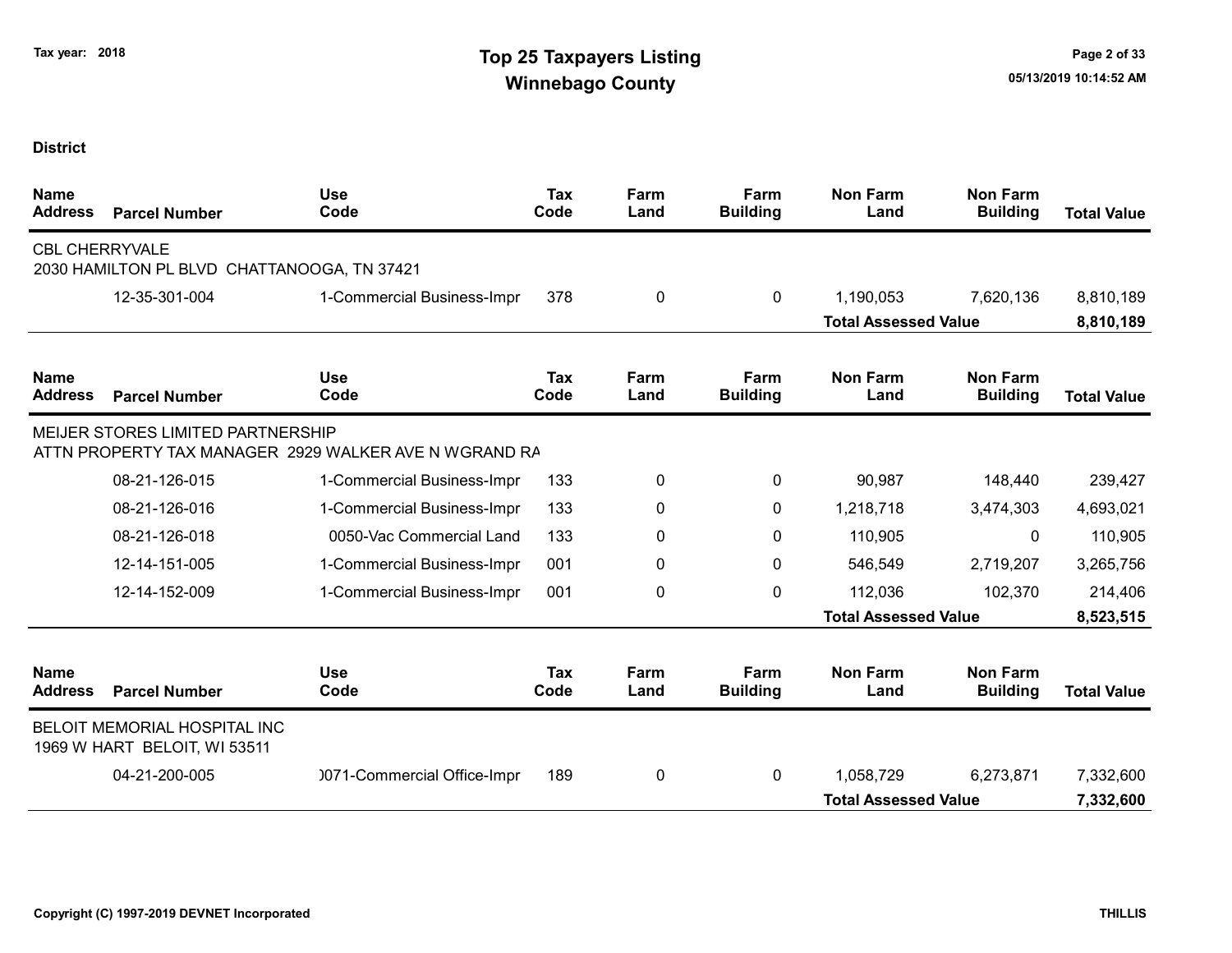**District**

| Name Address | Parcel Number | Use Code | Tax Code | Farm Land | Farm Building | Non Farm Land | Non Farm Building | Total Value |
|---|---|---|---|---|---|---|---|---|
| CBL CHERRYVALE<br>2030 HAMILTON PL BLVD CHATTANOOGA, TN 37421 | | | | | | | | |
| | 12-35-301-004 | 1-Commercial Business-Impr | 378 | 0 | 0 | 1,190,053 | 7,620,136 | 8,810,189 |
| | | | | | | **Total Assessed Value** | | **8,810,189** |

| Name Address | Parcel Number | Use Code | Tax Code | Farm Land | Farm Building | Non Farm Land | Non Farm Building | Total Value |
|---|---|---|---|---|---|---|---|---|
| MEIJER STORES LIMITED PARTNERSHIP<br>ATTN PROPERTY TAX MANAGER 2929 WALKER AVE N WGRAND RA | | | | | | | | |
| | 08-21-126-015 | 1-Commercial Business-Impr | 133 | 0 | 0 | 90,987 | 148,440 | 239,427 |
| | 08-21-126-016 | 1-Commercial Business-Impr | 133 | 0 | 0 | 1,218,718 | 3,474,303 | 4,693,021 |
| | 08-21-126-018 | 0050-Vac Commercial Land | 133 | 0 | 0 | 110,905 | 0 | 110,905 |
| | 12-14-151-005 | 1-Commercial Business-Impr | 001 | 0 | 0 | 546,549 | 2,719,207 | 3,265,756 |
| | 12-14-152-009 | 1-Commercial Business-Impr | 001 | 0 | 0 | 112,036 | 102,370 | 214,406 |
| | | | | | | **Total Assessed Value** | | **8,523,515** |

| Name Address | Parcel Number | Use Code | Tax Code | Farm Land | Farm Building | Non Farm Land | Non Farm Building | Total Value |
|---|---|---|---|---|---|---|---|---|
| BELOIT MEMORIAL HOSPITAL INC<br>1969 W HART BELOIT, WI 53511 | | | | | | | | |
| | 04-21-200-005 | )071-Commercial Office-Impr | 189 | 0 | 0 | 1,058,729 | 6,273,871 | 7,332,600 |
| | | | | | | **Total Assessed Value** | | **7,332,600** |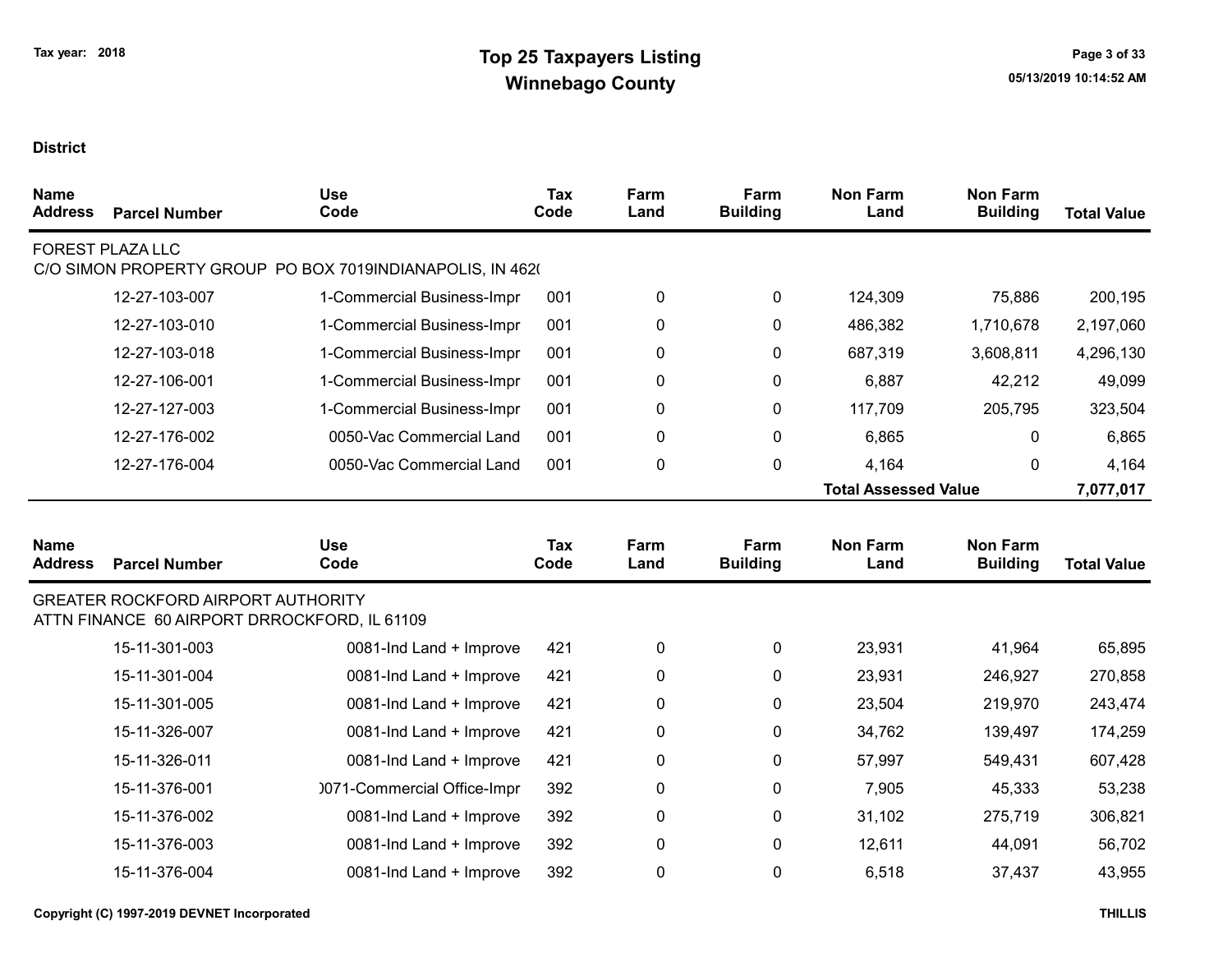**District**

| Name Address | Parcel Number | Use Code | Tax Code | Farm Land | Farm Building | Non Farm Land | Non Farm Building | Total Value |
|---|---|---|---|---|---|---|---|---|
| FOREST PLAZA LLC | | | | | | | | |
| C/O SIMON PROPERTY GROUP PO BOX 7019INDIANAPOLIS, IN 462( | | | | | | | | |
| | 12-27-103-007 | 1-Commercial Business-Impr | 001 | 0 | 0 | 124,309 | 75,886 | 200,195 |
| | 12-27-103-010 | 1-Commercial Business-Impr | 001 | 0 | 0 | 486,382 | 1,710,678 | 2,197,060 |
| | 12-27-103-018 | 1-Commercial Business-Impr | 001 | 0 | 0 | 687,319 | 3,608,811 | 4,296,130 |
| | 12-27-106-001 | 1-Commercial Business-Impr | 001 | 0 | 0 | 6,887 | 42,212 | 49,099 |
| | 12-27-127-003 | 1-Commercial Business-Impr | 001 | 0 | 0 | 117,709 | 205,795 | 323,504 |
| | 12-27-176-002 | 0050-Vac Commercial Land | 001 | 0 | 0 | 6,865 | 0 | 6,865 |
| | 12-27-176-004 | 0050-Vac Commercial Land | 001 | 0 | 0 | 4,164 | 0 | 4,164 |
| | | | | | | **Total Assessed Value** | | **7,077,017** |

| Name Address | Parcel Number | Use Code | Tax Code | Farm Land | Farm Building | Non Farm Land | Non Farm Building | Total Value |
|---|---|---|---|---|---|---|---|---|
| GREATER ROCKFORD AIRPORT AUTHORITY | | | | | | | | |
| ATTN FINANCE 60 AIRPORT DRROCKFORD, IL 61109 | | | | | | | | |
| | 15-11-301-003 | 0081-Ind Land + Improve | 421 | 0 | 0 | 23,931 | 41,964 | 65,895 |
| | 15-11-301-004 | 0081-Ind Land + Improve | 421 | 0 | 0 | 23,931 | 246,927 | 270,858 |
| | 15-11-301-005 | 0081-Ind Land + Improve | 421 | 0 | 0 | 23,504 | 219,970 | 243,474 |
| | 15-11-326-007 | 0081-Ind Land + Improve | 421 | 0 | 0 | 34,762 | 139,497 | 174,259 |
| | 15-11-326-011 | 0081-Ind Land + Improve | 421 | 0 | 0 | 57,997 | 549,431 | 607,428 |
| | 15-11-376-001 | )071-Commercial Office-Impr | 392 | 0 | 0 | 7,905 | 45,333 | 53,238 |
| | 15-11-376-002 | 0081-Ind Land + Improve | 392 | 0 | 0 | 31,102 | 275,719 | 306,821 |
| | 15-11-376-003 | 0081-Ind Land + Improve | 392 | 0 | 0 | 12,611 | 44,091 | 56,702 |
| | 15-11-376-004 | 0081-Ind Land + Improve | 392 | 0 | 0 | 6,518 | 37,437 | 43,955 |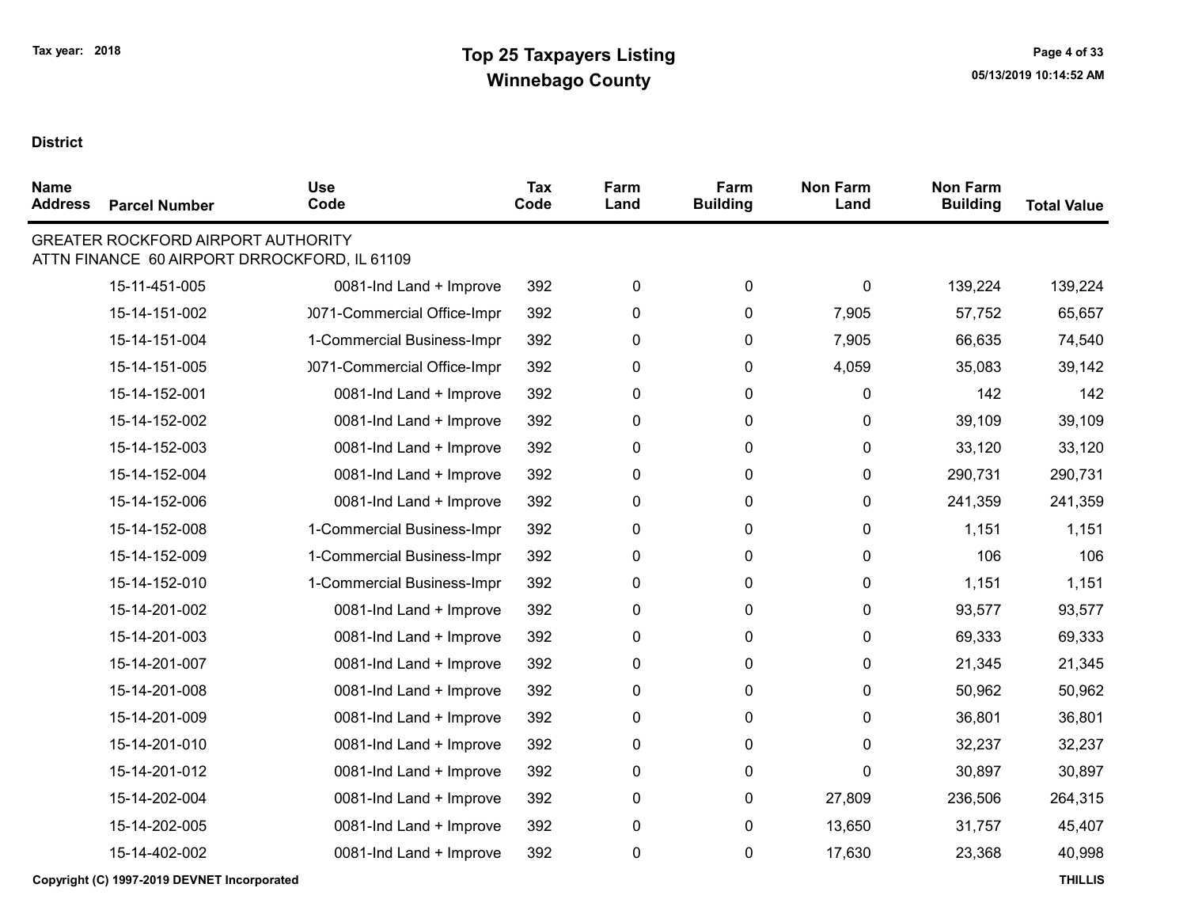# Top 25 Taxpayers Listing

## Winnebago County

Tax year: 2018

**District**

| Name Address | Parcel Number | Use Code | Tax Code | Farm Land | Farm Building | Non Farm Land | Non Farm Building | Total Value |
|---|---|---|---|---|---|---|---|---|
| GREATER ROCKFORD AIRPORT AUTHORITY<br>ATTN FINANCE 60 AIRPORT DRROCKFORD, IL 61109 | | | | | | | | |
| | 15-11-451-005 | 0081-Ind Land + Improve | 392 | 0 | 0 | 0 | 139,224 | 139,224 |
| | 15-14-151-002 | )071-Commercial Office-Impr | 392 | 0 | 0 | 7,905 | 57,752 | 65,657 |
| | 15-14-151-004 | 1-Commercial Business-Impr | 392 | 0 | 0 | 7,905 | 66,635 | 74,540 |
| | 15-14-151-005 | )071-Commercial Office-Impr | 392 | 0 | 0 | 4,059 | 35,083 | 39,142 |
| | 15-14-152-001 | 0081-Ind Land + Improve | 392 | 0 | 0 | 0 | 142 | 142 |
| | 15-14-152-002 | 0081-Ind Land + Improve | 392 | 0 | 0 | 0 | 39,109 | 39,109 |
| | 15-14-152-003 | 0081-Ind Land + Improve | 392 | 0 | 0 | 0 | 33,120 | 33,120 |
| | 15-14-152-004 | 0081-Ind Land + Improve | 392 | 0 | 0 | 0 | 290,731 | 290,731 |
| | 15-14-152-006 | 0081-Ind Land + Improve | 392 | 0 | 0 | 0 | 241,359 | 241,359 |
| | 15-14-152-008 | 1-Commercial Business-Impr | 392 | 0 | 0 | 0 | 1,151 | 1,151 |
| | 15-14-152-009 | 1-Commercial Business-Impr | 392 | 0 | 0 | 0 | 106 | 106 |
| | 15-14-152-010 | 1-Commercial Business-Impr | 392 | 0 | 0 | 0 | 1,151 | 1,151 |
| | 15-14-201-002 | 0081-Ind Land + Improve | 392 | 0 | 0 | 0 | 93,577 | 93,577 |
| | 15-14-201-003 | 0081-Ind Land + Improve | 392 | 0 | 0 | 0 | 69,333 | 69,333 |
| | 15-14-201-007 | 0081-Ind Land + Improve | 392 | 0 | 0 | 0 | 21,345 | 21,345 |
| | 15-14-201-008 | 0081-Ind Land + Improve | 392 | 0 | 0 | 0 | 50,962 | 50,962 |
| | 15-14-201-009 | 0081-Ind Land + Improve | 392 | 0 | 0 | 0 | 36,801 | 36,801 |
| | 15-14-201-010 | 0081-Ind Land + Improve | 392 | 0 | 0 | 0 | 32,237 | 32,237 |
| | 15-14-201-012 | 0081-Ind Land + Improve | 392 | 0 | 0 | 0 | 30,897 | 30,897 |
| | 15-14-202-004 | 0081-Ind Land + Improve | 392 | 0 | 0 | 27,809 | 236,506 | 264,315 |
| | 15-14-202-005 | 0081-Ind Land + Improve | 392 | 0 | 0 | 13,650 | 31,757 | 45,407 |
| | 15-14-402-002 | 0081-Ind Land + Improve | 392 | 0 | 0 | 17,630 | 23,368 | 40,998 |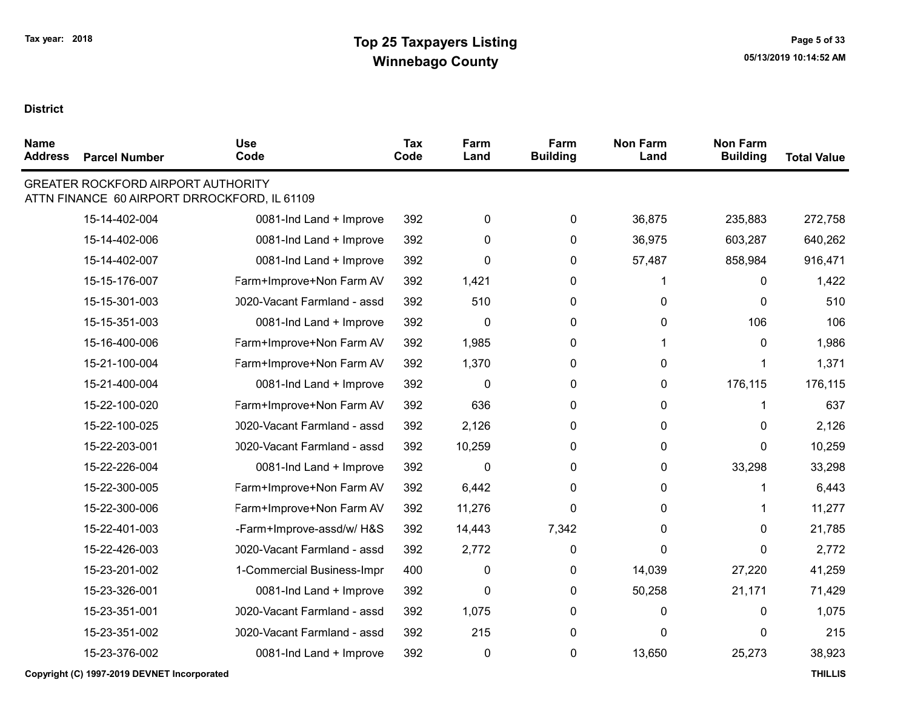# Top 25 Taxpayers Listing
## Winnebago County

Tax year: 2018

**District**

| Name Address | Parcel Number | Use Code | Tax Code | Farm Land | Farm Building | Non Farm Land | Non Farm Building | Total Value |
|---|---|---|---|---|---|---|---|---|
| GREATER ROCKFORD AIRPORT AUTHORITY ATTN FINANCE 60 AIRPORT DRROCKFORD, IL 61109 | | | | | | | | |
| | 15-14-402-004 | 0081-Ind Land + Improve | 392 | 0 | 0 | 36,875 | 235,883 | 272,758 |
| | 15-14-402-006 | 0081-Ind Land + Improve | 392 | 0 | 0 | 36,975 | 603,287 | 640,262 |
| | 15-14-402-007 | 0081-Ind Land + Improve | 392 | 0 | 0 | 57,487 | 858,984 | 916,471 |
| | 15-15-176-007 | Farm+Improve+Non Farm AV | 392 | 1,421 | 0 | 1 | 0 | 1,422 |
| | 15-15-301-003 | 0020-Vacant Farmland - assd | 392 | 510 | 0 | 0 | 0 | 510 |
| | 15-15-351-003 | 0081-Ind Land + Improve | 392 | 0 | 0 | 0 | 106 | 106 |
| | 15-16-400-006 | Farm+Improve+Non Farm AV | 392 | 1,985 | 0 | 1 | 0 | 1,986 |
| | 15-21-100-004 | Farm+Improve+Non Farm AV | 392 | 1,370 | 0 | 0 | 1 | 1,371 |
| | 15-21-400-004 | 0081-Ind Land + Improve | 392 | 0 | 0 | 0 | 176,115 | 176,115 |
| | 15-22-100-020 | Farm+Improve+Non Farm AV | 392 | 636 | 0 | 0 | 1 | 637 |
| | 15-22-100-025 | 0020-Vacant Farmland - assd | 392 | 2,126 | 0 | 0 | 0 | 2,126 |
| | 15-22-203-001 | 0020-Vacant Farmland - assd | 392 | 10,259 | 0 | 0 | 0 | 10,259 |
| | 15-22-226-004 | 0081-Ind Land + Improve | 392 | 0 | 0 | 0 | 33,298 | 33,298 |
| | 15-22-300-005 | Farm+Improve+Non Farm AV | 392 | 6,442 | 0 | 0 | 1 | 6,443 |
| | 15-22-300-006 | Farm+Improve+Non Farm AV | 392 | 11,276 | 0 | 0 | 1 | 11,277 |
| | 15-22-401-003 | -Farm+Improve-assd/w/ H&S | 392 | 14,443 | 7,342 | 0 | 0 | 21,785 |
| | 15-22-426-003 | 0020-Vacant Farmland - assd | 392 | 2,772 | 0 | 0 | 0 | 2,772 |
| | 15-23-201-002 | 1-Commercial Business-Impr | 400 | 0 | 0 | 14,039 | 27,220 | 41,259 |
| | 15-23-326-001 | 0081-Ind Land + Improve | 392 | 0 | 0 | 50,258 | 21,171 | 71,429 |
| | 15-23-351-001 | 0020-Vacant Farmland - assd | 392 | 1,075 | 0 | 0 | 0 | 1,075 |
| | 15-23-351-002 | 0020-Vacant Farmland - assd | 392 | 215 | 0 | 0 | 0 | 215 |
| | 15-23-376-002 | 0081-Ind Land + Improve | 392 | 0 | 0 | 13,650 | 25,273 | 38,923 |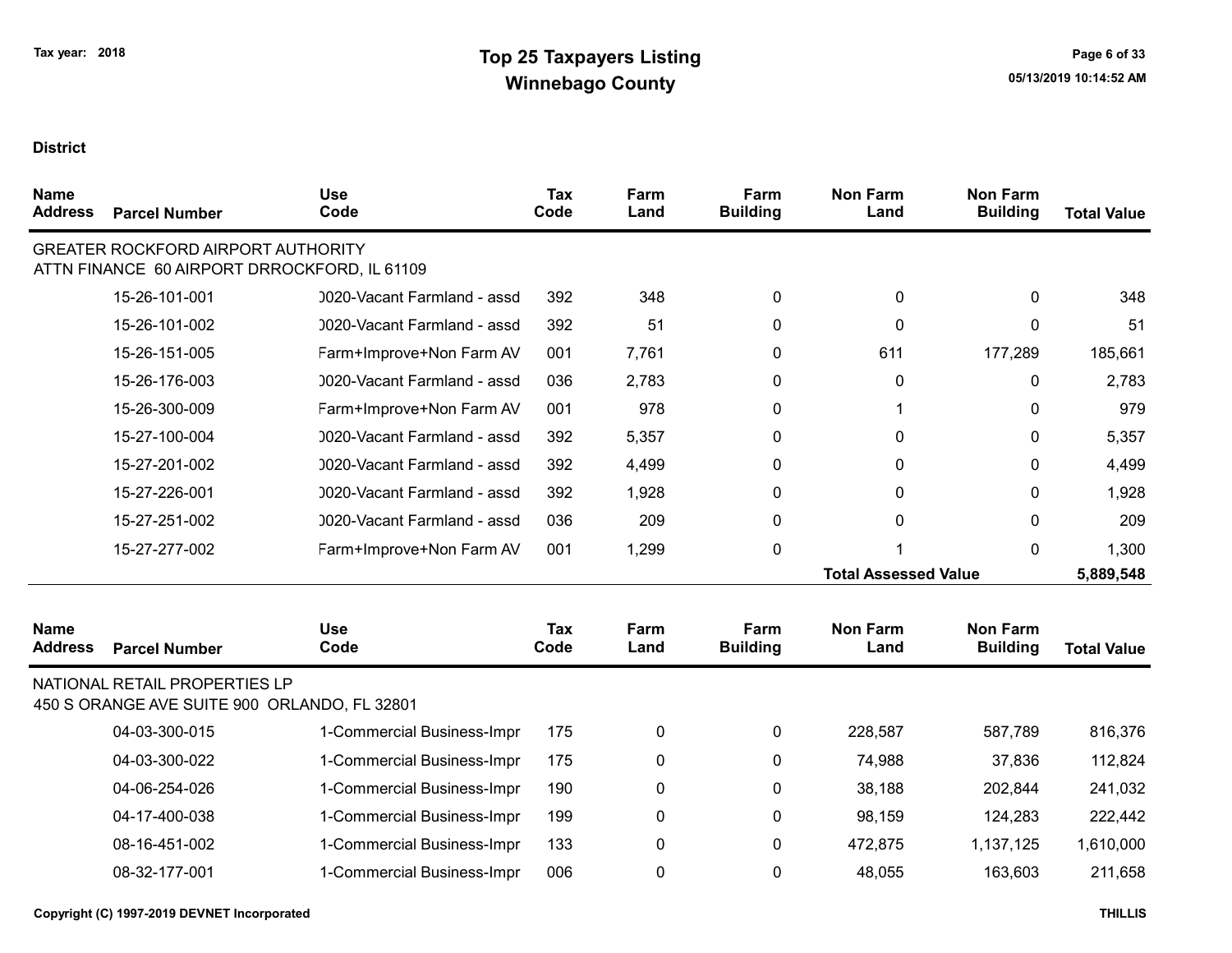# Top 25 Taxpayers Listing

## Winnebago County

Tax year: 2018

**District**

| Name / Address | Parcel Number | Use Code | Tax Code | Farm Land | Farm Building | Non Farm Land | Non Farm Building | Total Value |
|---|---|---|---|---|---|---|---|---|
| GREATER ROCKFORD AIRPORT AUTHORITY<br>ATTN FINANCE 60 AIRPORT DRROCKFORD, IL 61109 | | | | | | | | |
| | 15-26-101-001 | 0020-Vacant Farmland - assd | 392 | 348 | 0 | 0 | 0 | 348 |
| | 15-26-101-002 | 0020-Vacant Farmland - assd | 392 | 51 | 0 | 0 | 0 | 51 |
| | 15-26-151-005 | Farm+Improve+Non Farm AV | 001 | 7,761 | 0 | 611 | 177,289 | 185,661 |
| | 15-26-176-003 | 0020-Vacant Farmland - assd | 036 | 2,783 | 0 | 0 | 0 | 2,783 |
| | 15-26-300-009 | Farm+Improve+Non Farm AV | 001 | 978 | 0 | 1 | 0 | 979 |
| | 15-27-100-004 | 0020-Vacant Farmland - assd | 392 | 5,357 | 0 | 0 | 0 | 5,357 |
| | 15-27-201-002 | 0020-Vacant Farmland - assd | 392 | 4,499 | 0 | 0 | 0 | 4,499 |
| | 15-27-226-001 | 0020-Vacant Farmland - assd | 392 | 1,928 | 0 | 0 | 0 | 1,928 |
| | 15-27-251-002 | 0020-Vacant Farmland - assd | 036 | 209 | 0 | 0 | 0 | 209 |
| | 15-27-277-002 | Farm+Improve+Non Farm AV | 001 | 1,299 | 0 | 1 | 0 | 1,300 |
| | | | | | | **Total Assessed Value** | | **5,889,548** |

| Name / Address | Parcel Number | Use Code | Tax Code | Farm Land | Farm Building | Non Farm Land | Non Farm Building | Total Value |
|---|---|---|---|---|---|---|---|---|
| NATIONAL RETAIL PROPERTIES LP<br>450 S ORANGE AVE SUITE 900 ORLANDO, FL 32801 | | | | | | | | |
| | 04-03-300-015 | 1-Commercial Business-Impr | 175 | 0 | 0 | 228,587 | 587,789 | 816,376 |
| | 04-03-300-022 | 1-Commercial Business-Impr | 175 | 0 | 0 | 74,988 | 37,836 | 112,824 |
| | 04-06-254-026 | 1-Commercial Business-Impr | 190 | 0 | 0 | 38,188 | 202,844 | 241,032 |
| | 04-17-400-038 | 1-Commercial Business-Impr | 199 | 0 | 0 | 98,159 | 124,283 | 222,442 |
| | 08-16-451-002 | 1-Commercial Business-Impr | 133 | 0 | 0 | 472,875 | 1,137,125 | 1,610,000 |
| | 08-32-177-001 | 1-Commercial Business-Impr | 006 | 0 | 0 | 48,055 | 163,603 | 211,658 |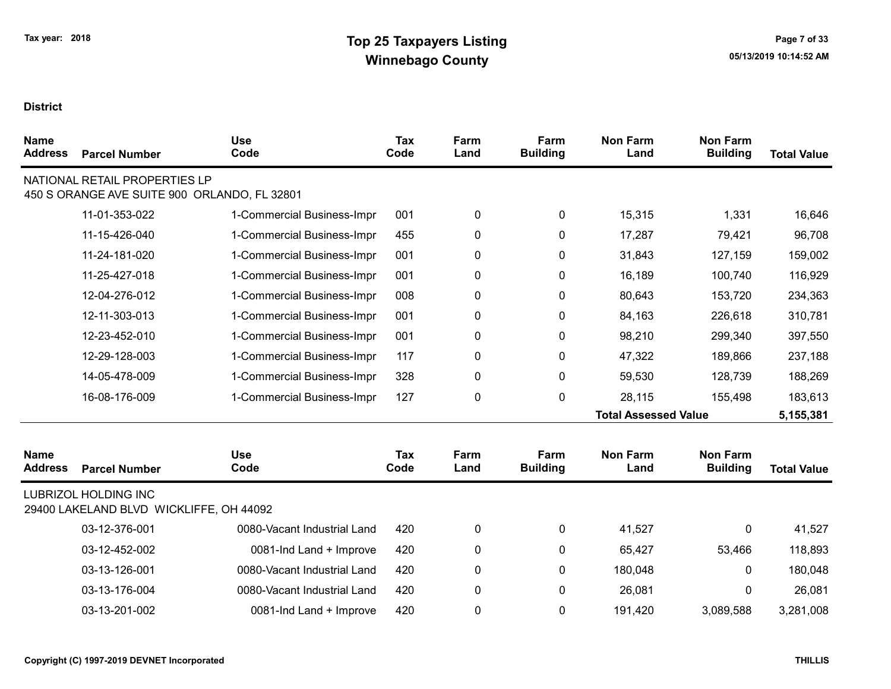# Top 25 Taxpayers Listing
## Winnebago County

Tax year: 2018

**District**

| Name Address | Parcel Number | Use Code | Tax Code | Farm Land | Farm Building | Non Farm Land | Non Farm Building | Total Value |
|---|---|---|---|---|---|---|---|---|
| NATIONAL RETAIL PROPERTIES LP 450 S ORANGE AVE SUITE 900 ORLANDO, FL 32801 | | | | | | | | |
| | 11-01-353-022 | 1-Commercial Business-Impr | 001 | 0 | 0 | 15,315 | 1,331 | 16,646 |
| | 11-15-426-040 | 1-Commercial Business-Impr | 455 | 0 | 0 | 17,287 | 79,421 | 96,708 |
| | 11-24-181-020 | 1-Commercial Business-Impr | 001 | 0 | 0 | 31,843 | 127,159 | 159,002 |
| | 11-25-427-018 | 1-Commercial Business-Impr | 001 | 0 | 0 | 16,189 | 100,740 | 116,929 |
| | 12-04-276-012 | 1-Commercial Business-Impr | 008 | 0 | 0 | 80,643 | 153,720 | 234,363 |
| | 12-11-303-013 | 1-Commercial Business-Impr | 001 | 0 | 0 | 84,163 | 226,618 | 310,781 |
| | 12-23-452-010 | 1-Commercial Business-Impr | 001 | 0 | 0 | 98,210 | 299,340 | 397,550 |
| | 12-29-128-003 | 1-Commercial Business-Impr | 117 | 0 | 0 | 47,322 | 189,866 | 237,188 |
| | 14-05-478-009 | 1-Commercial Business-Impr | 328 | 0 | 0 | 59,530 | 128,739 | 188,269 |
| | 16-08-176-009 | 1-Commercial Business-Impr | 127 | 0 | 0 | 28,115 | 155,498 | 183,613 |
| | | | | | | **Total Assessed Value** | | **5,155,381** |

| Name Address | Parcel Number | Use Code | Tax Code | Farm Land | Farm Building | Non Farm Land | Non Farm Building | Total Value |
|---|---|---|---|---|---|---|---|---|
| LUBRIZOL HOLDING INC 29400 LAKELAND BLVD WICKLIFFE, OH 44092 | | | | | | | | |
| | 03-12-376-001 | 0080-Vacant Industrial Land | 420 | 0 | 0 | 41,527 | 0 | 41,527 |
| | 03-12-452-002 | 0081-Ind Land + Improve | 420 | 0 | 0 | 65,427 | 53,466 | 118,893 |
| | 03-13-126-001 | 0080-Vacant Industrial Land | 420 | 0 | 0 | 180,048 | 0 | 180,048 |
| | 03-13-176-004 | 0080-Vacant Industrial Land | 420 | 0 | 0 | 26,081 | 0 | 26,081 |
| | 03-13-201-002 | 0081-Ind Land + Improve | 420 | 0 | 0 | 191,420 | 3,089,588 | 3,281,008 |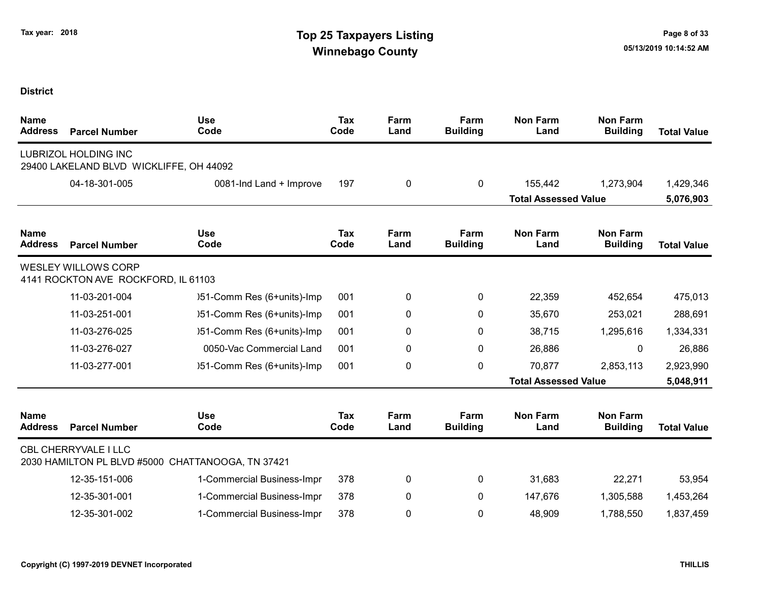**Tax year: 2018**

# Top 25 Taxpayers Listing
## Winnebago County

**District**

| Name Address | Parcel Number | Use Code | Tax Code | Farm Land | Farm Building | Non Farm Land | Non Farm Building | Total Value |
|---|---|---|---|---|---|---|---|---|
| LUBRIZOL HOLDING INC<br>29400 LAKELAND BLVD WICKLIFFE, OH 44092 | | | | | | | | |
| | 04-18-301-005 | 0081-Ind Land + Improve | 197 | 0 | 0 | 155,442 | 1,273,904 | 1,429,346 |
| | | | | | | **Total Assessed Value** | | **5,076,903** |

| Name Address | Parcel Number | Use Code | Tax Code | Farm Land | Farm Building | Non Farm Land | Non Farm Building | Total Value |
|---|---|---|---|---|---|---|---|---|
| WESLEY WILLOWS CORP<br>4141 ROCKTON AVE ROCKFORD, IL 61103 | | | | | | | | |
| | 11-03-201-004 | )51-Comm Res (6+units)-Imp | 001 | 0 | 0 | 22,359 | 452,654 | 475,013 |
| | 11-03-251-001 | )51-Comm Res (6+units)-Imp | 001 | 0 | 0 | 35,670 | 253,021 | 288,691 |
| | 11-03-276-025 | )51-Comm Res (6+units)-Imp | 001 | 0 | 0 | 38,715 | 1,295,616 | 1,334,331 |
| | 11-03-276-027 | 0050-Vac Commercial Land | 001 | 0 | 0 | 26,886 | 0 | 26,886 |
| | 11-03-277-001 | )51-Comm Res (6+units)-Imp | 001 | 0 | 0 | 70,877 | 2,853,113 | 2,923,990 |
| | | | | | | **Total Assessed Value** | | **5,048,911** |

| Name Address | Parcel Number | Use Code | Tax Code | Farm Land | Farm Building | Non Farm Land | Non Farm Building | Total Value |
|---|---|---|---|---|---|---|---|---|
| CBL CHERRYVALE I LLC<br>2030 HAMILTON PL BLVD #5000 CHATTANOOGA, TN 37421 | | | | | | | | |
| | 12-35-151-006 | 1-Commercial Business-Impr | 378 | 0 | 0 | 31,683 | 22,271 | 53,954 |
| | 12-35-301-001 | 1-Commercial Business-Impr | 378 | 0 | 0 | 147,676 | 1,305,588 | 1,453,264 |
| | 12-35-301-002 | 1-Commercial Business-Impr | 378 | 0 | 0 | 48,909 | 1,788,550 | 1,837,459 |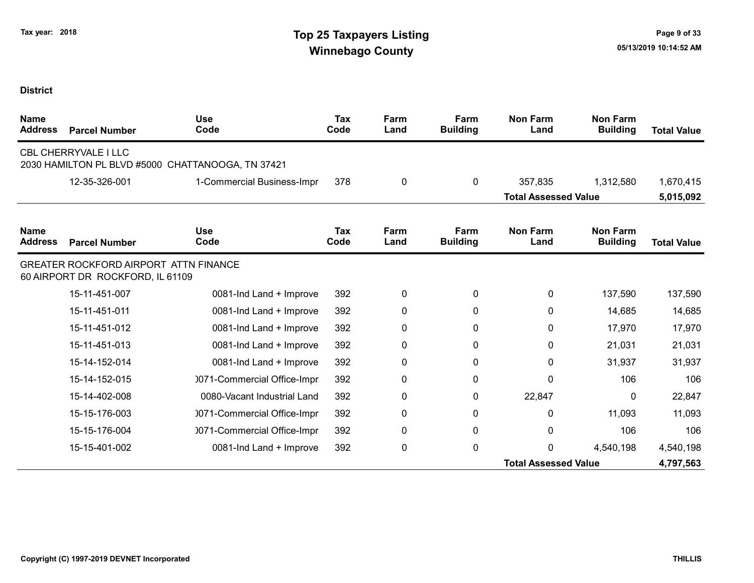**Tax year: 2018**

# Top 25 Taxpayers Listing
## Winnebago County

**District**

| Name Address | Parcel Number | Use Code | Tax Code | Farm Land | Farm Building | Non Farm Land | Non Farm Building | Total Value |
|---|---|---|---|---|---|---|---|---|
| CBL CHERRYVALE I LLC<br>2030 HAMILTON PL BLVD #5000 CHATTANOOGA, TN 37421 | | | | | | | | |
| | 12-35-326-001 | 1-Commercial Business-Impr | 378 | 0 | 0 | 357,835 | 1,312,580 | 1,670,415 |
| | | | | | | **Total Assessed Value** | | **5,015,092** |

| Name Address | Parcel Number | Use Code | Tax Code | Farm Land | Farm Building | Non Farm Land | Non Farm Building | Total Value |
|---|---|---|---|---|---|---|---|---|
| GREATER ROCKFORD AIRPORT ATTN FINANCE<br>60 AIRPORT DR ROCKFORD, IL 61109 | | | | | | | | |
| | 15-11-451-007 | 0081-Ind Land + Improve | 392 | 0 | 0 | 0 | 137,590 | 137,590 |
| | 15-11-451-011 | 0081-Ind Land + Improve | 392 | 0 | 0 | 0 | 14,685 | 14,685 |
| | 15-11-451-012 | 0081-Ind Land + Improve | 392 | 0 | 0 | 0 | 17,970 | 17,970 |
| | 15-11-451-013 | 0081-Ind Land + Improve | 392 | 0 | 0 | 0 | 21,031 | 21,031 |
| | 15-14-152-014 | 0081-Ind Land + Improve | 392 | 0 | 0 | 0 | 31,937 | 31,937 |
| | 15-14-152-015 | )071-Commercial Office-Impr | 392 | 0 | 0 | 0 | 106 | 106 |
| | 15-14-402-008 | 0080-Vacant Industrial Land | 392 | 0 | 0 | 22,847 | 0 | 22,847 |
| | 15-15-176-003 | )071-Commercial Office-Impr | 392 | 0 | 0 | 0 | 11,093 | 11,093 |
| | 15-15-176-004 | )071-Commercial Office-Impr | 392 | 0 | 0 | 0 | 106 | 106 |
| | 15-15-401-002 | 0081-Ind Land + Improve | 392 | 0 | 0 | 0 | 4,540,198 | 4,540,198 |
| | | | | | | **Total Assessed Value** | | **4,797,563** |

Copyright (C) 1997-2019 DEVNET Incorporated

THILLIS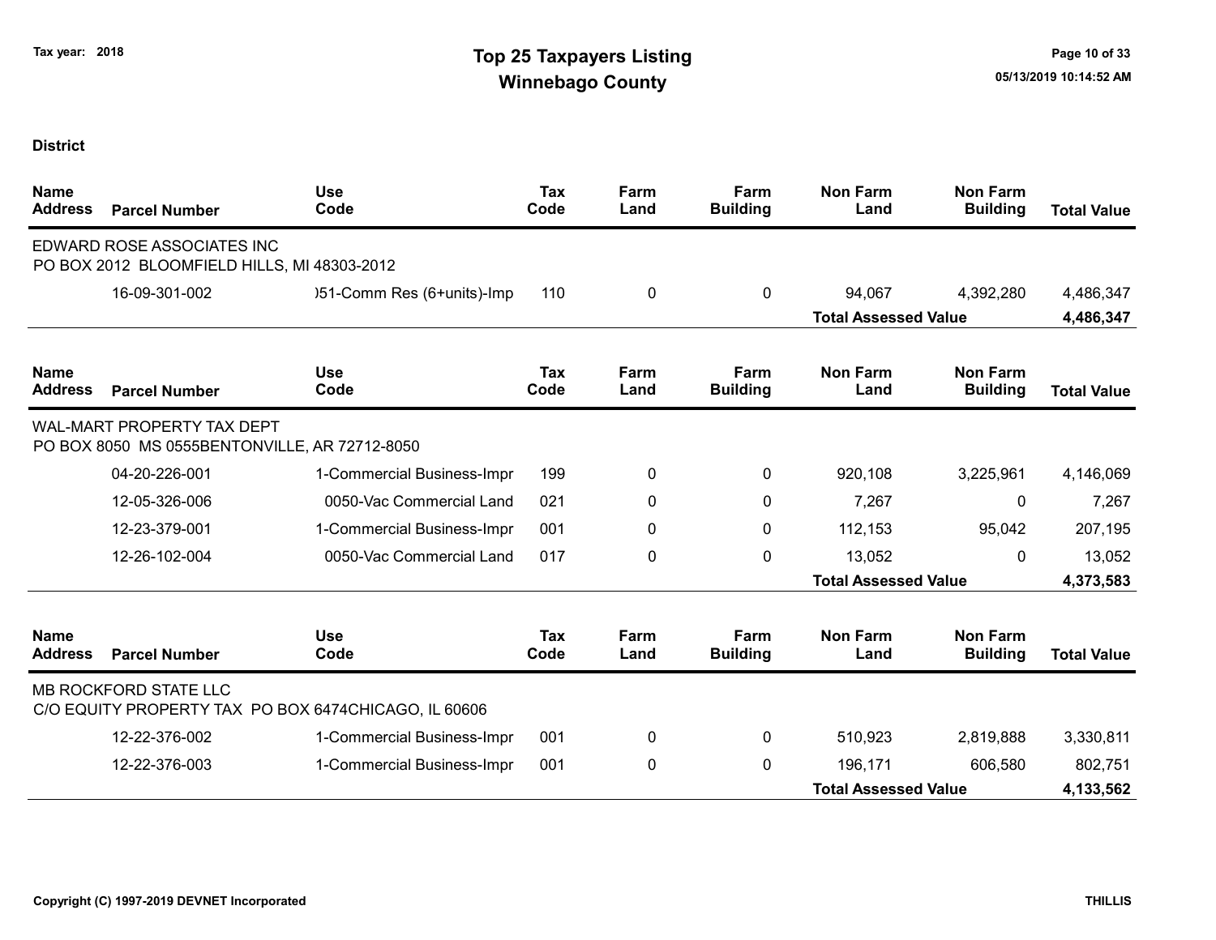# Top 25 Taxpayers Listing

## Winnebago County

Tax year: 2018

**District**

| Name / Address | Parcel Number | Use Code | Tax Code | Farm Land | Farm Building | Non Farm Land | Non Farm Building | Total Value |
|---|---|---|---|---|---|---|---|---|
| EDWARD ROSE ASSOCIATES INC<br>PO BOX 2012 BLOOMFIELD HILLS, MI 48303-2012 | | | | | | | | |
| | 16-09-301-002 | )51-Comm Res (6+units)-Imp | 110 | 0 | 0 | 94,067 | 4,392,280 | 4,486,347 |
| | | | | | | **Total Assessed Value** | | **4,486,347** |

| Name / Address | Parcel Number | Use Code | Tax Code | Farm Land | Farm Building | Non Farm Land | Non Farm Building | Total Value |
|---|---|---|---|---|---|---|---|---|
| WAL-MART PROPERTY TAX DEPT<br>PO BOX 8050 MS 0555BENTONVILLE, AR 72712-8050 | | | | | | | | |
| | 04-20-226-001 | 1-Commercial Business-Impr | 199 | 0 | 0 | 920,108 | 3,225,961 | 4,146,069 |
| | 12-05-326-006 | 0050-Vac Commercial Land | 021 | 0 | 0 | 7,267 | 0 | 7,267 |
| | 12-23-379-001 | 1-Commercial Business-Impr | 001 | 0 | 0 | 112,153 | 95,042 | 207,195 |
| | 12-26-102-004 | 0050-Vac Commercial Land | 017 | 0 | 0 | 13,052 | 0 | 13,052 |
| | | | | | | **Total Assessed Value** | | **4,373,583** |

| Name / Address | Parcel Number | Use Code | Tax Code | Farm Land | Farm Building | Non Farm Land | Non Farm Building | Total Value |
|---|---|---|---|---|---|---|---|---|
| MB ROCKFORD STATE LLC<br>C/O EQUITY PROPERTY TAX PO BOX 6474CHICAGO, IL 60606 | | | | | | | | |
| | 12-22-376-002 | 1-Commercial Business-Impr | 001 | 0 | 0 | 510,923 | 2,819,888 | 3,330,811 |
| | 12-22-376-003 | 1-Commercial Business-Impr | 001 | 0 | 0 | 196,171 | 606,580 | 802,751 |
| | | | | | | **Total Assessed Value** | | **4,133,562** |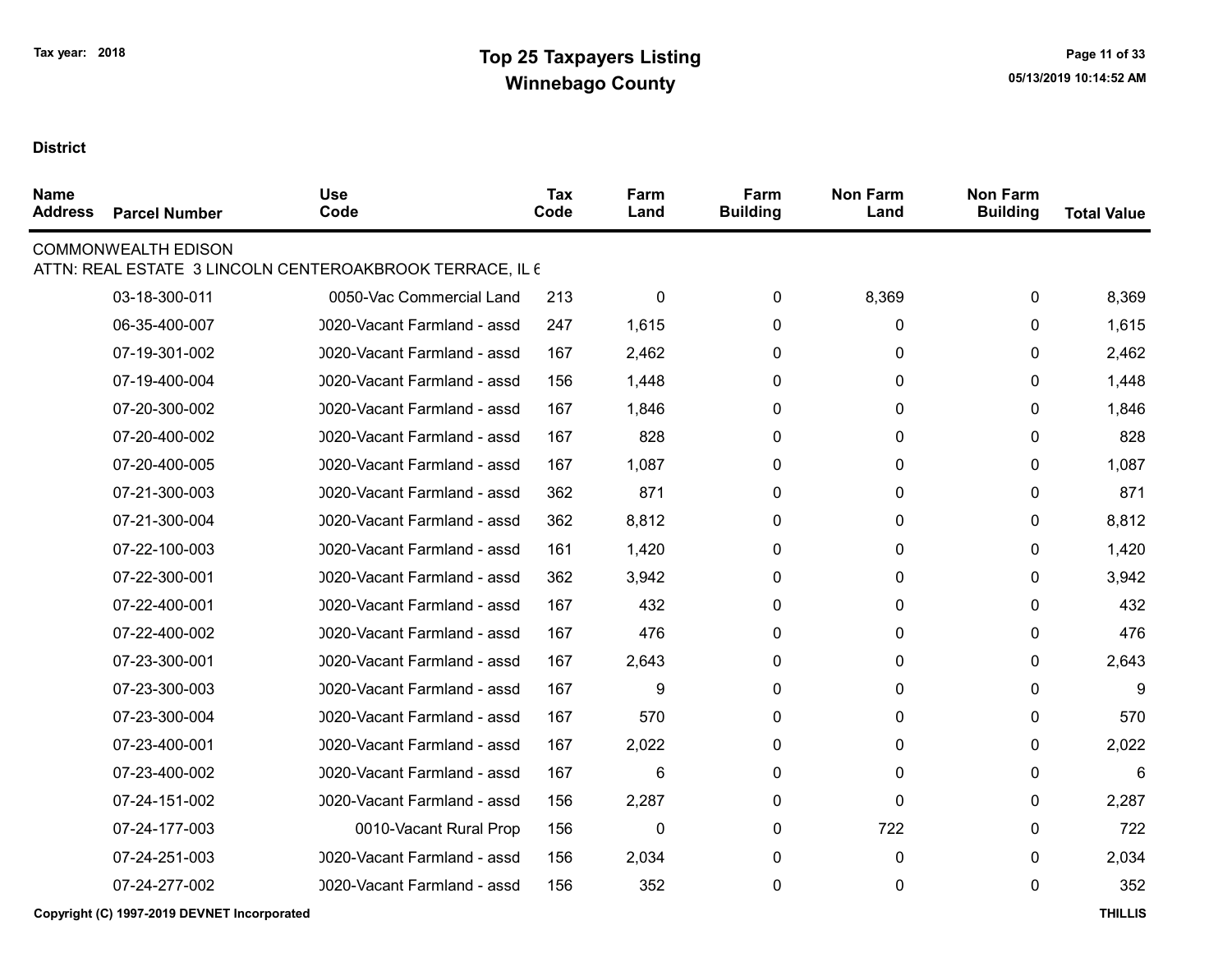# Top 25 Taxpayers Listing

## Winnebago County

Tax year: 2018

**District**

| Name Address | Parcel Number | Use Code | Tax Code | Farm Land | Farm Building | Non Farm Land | Non Farm Building | Total Value |
|---|---|---|---|---|---|---|---|---|
| COMMONWEALTH EDISON | | | | | | | | |
| ATTN: REAL ESTATE 3 LINCOLN CENTEROAKBROOK TERRACE, IL 6 | | | | | | | | |
| | 03-18-300-011 | 0050-Vac Commercial Land | 213 | 0 | 0 | 8,369 | 0 | 8,369 |
| | 06-35-400-007 | 0020-Vacant Farmland - assd | 247 | 1,615 | 0 | 0 | 0 | 1,615 |
| | 07-19-301-002 | 0020-Vacant Farmland - assd | 167 | 2,462 | 0 | 0 | 0 | 2,462 |
| | 07-19-400-004 | 0020-Vacant Farmland - assd | 156 | 1,448 | 0 | 0 | 0 | 1,448 |
| | 07-20-300-002 | 0020-Vacant Farmland - assd | 167 | 1,846 | 0 | 0 | 0 | 1,846 |
| | 07-20-400-002 | 0020-Vacant Farmland - assd | 167 | 828 | 0 | 0 | 0 | 828 |
| | 07-20-400-005 | 0020-Vacant Farmland - assd | 167 | 1,087 | 0 | 0 | 0 | 1,087 |
| | 07-21-300-003 | 0020-Vacant Farmland - assd | 362 | 871 | 0 | 0 | 0 | 871 |
| | 07-21-300-004 | 0020-Vacant Farmland - assd | 362 | 8,812 | 0 | 0 | 0 | 8,812 |
| | 07-22-100-003 | 0020-Vacant Farmland - assd | 161 | 1,420 | 0 | 0 | 0 | 1,420 |
| | 07-22-300-001 | 0020-Vacant Farmland - assd | 362 | 3,942 | 0 | 0 | 0 | 3,942 |
| | 07-22-400-001 | 0020-Vacant Farmland - assd | 167 | 432 | 0 | 0 | 0 | 432 |
| | 07-22-400-002 | 0020-Vacant Farmland - assd | 167 | 476 | 0 | 0 | 0 | 476 |
| | 07-23-300-001 | 0020-Vacant Farmland - assd | 167 | 2,643 | 0 | 0 | 0 | 2,643 |
| | 07-23-300-003 | 0020-Vacant Farmland - assd | 167 | 9 | 0 | 0 | 0 | 9 |
| | 07-23-300-004 | 0020-Vacant Farmland - assd | 167 | 570 | 0 | 0 | 0 | 570 |
| | 07-23-400-001 | 0020-Vacant Farmland - assd | 167 | 2,022 | 0 | 0 | 0 | 2,022 |
| | 07-23-400-002 | 0020-Vacant Farmland - assd | 167 | 6 | 0 | 0 | 0 | 6 |
| | 07-24-151-002 | 0020-Vacant Farmland - assd | 156 | 2,287 | 0 | 0 | 0 | 2,287 |
| | 07-24-177-003 | 0010-Vacant Rural Prop | 156 | 0 | 0 | 722 | 0 | 722 |
| | 07-24-251-003 | 0020-Vacant Farmland - assd | 156 | 2,034 | 0 | 0 | 0 | 2,034 |
| | 07-24-277-002 | 0020-Vacant Farmland - assd | 156 | 352 | 0 | 0 | 0 | 352 |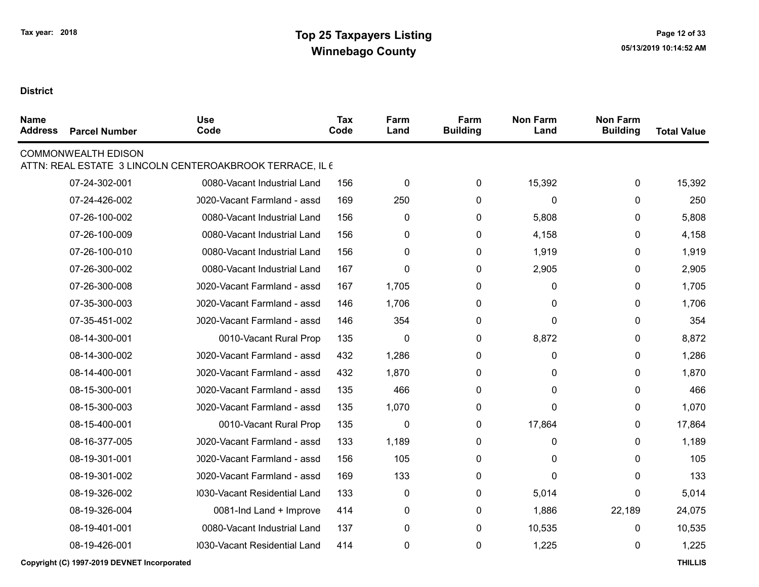# Top 25 Taxpayers Listing
## Winnebago County

Tax year: 2018

**District**

| Name Address | Parcel Number | Use Code | Tax Code | Farm Land | Farm Building | Non Farm Land | Non Farm Building | Total Value |
|---|---|---|---|---|---|---|---|---|
| COMMONWEALTH EDISON | | | | | | | | |
| ATTN: REAL ESTATE 3 LINCOLN CENTEROAKBROOK TERRACE, IL 6 | | | | | | | | |
| | 07-24-302-001 | 0080-Vacant Industrial Land | 156 | 0 | 0 | 15,392 | 0 | 15,392 |
| | 07-24-426-002 | )020-Vacant Farmland - assd | 169 | 250 | 0 | 0 | 0 | 250 |
| | 07-26-100-002 | 0080-Vacant Industrial Land | 156 | 0 | 0 | 5,808 | 0 | 5,808 |
| | 07-26-100-009 | 0080-Vacant Industrial Land | 156 | 0 | 0 | 4,158 | 0 | 4,158 |
| | 07-26-100-010 | 0080-Vacant Industrial Land | 156 | 0 | 0 | 1,919 | 0 | 1,919 |
| | 07-26-300-002 | 0080-Vacant Industrial Land | 167 | 0 | 0 | 2,905 | 0 | 2,905 |
| | 07-26-300-008 | )020-Vacant Farmland - assd | 167 | 1,705 | 0 | 0 | 0 | 1,705 |
| | 07-35-300-003 | )020-Vacant Farmland - assd | 146 | 1,706 | 0 | 0 | 0 | 1,706 |
| | 07-35-451-002 | )020-Vacant Farmland - assd | 146 | 354 | 0 | 0 | 0 | 354 |
| | 08-14-300-001 | 0010-Vacant Rural Prop | 135 | 0 | 0 | 8,872 | 0 | 8,872 |
| | 08-14-300-002 | )020-Vacant Farmland - assd | 432 | 1,286 | 0 | 0 | 0 | 1,286 |
| | 08-14-400-001 | )020-Vacant Farmland - assd | 432 | 1,870 | 0 | 0 | 0 | 1,870 |
| | 08-15-300-001 | )020-Vacant Farmland - assd | 135 | 466 | 0 | 0 | 0 | 466 |
| | 08-15-300-003 | )020-Vacant Farmland - assd | 135 | 1,070 | 0 | 0 | 0 | 1,070 |
| | 08-15-400-001 | 0010-Vacant Rural Prop | 135 | 0 | 0 | 17,864 | 0 | 17,864 |
| | 08-16-377-005 | )020-Vacant Farmland - assd | 133 | 1,189 | 0 | 0 | 0 | 1,189 |
| | 08-19-301-001 | )020-Vacant Farmland - assd | 156 | 105 | 0 | 0 | 0 | 105 |
| | 08-19-301-002 | )020-Vacant Farmland - assd | 169 | 133 | 0 | 0 | 0 | 133 |
| | 08-19-326-002 | )030-Vacant Residential Land | 133 | 0 | 0 | 5,014 | 0 | 5,014 |
| | 08-19-326-004 | 0081-Ind Land + Improve | 414 | 0 | 0 | 1,886 | 22,189 | 24,075 |
| | 08-19-401-001 | 0080-Vacant Industrial Land | 137 | 0 | 0 | 10,535 | 0 | 10,535 |
| | 08-19-426-001 | )030-Vacant Residential Land | 414 | 0 | 0 | 1,225 | 0 | 1,225 |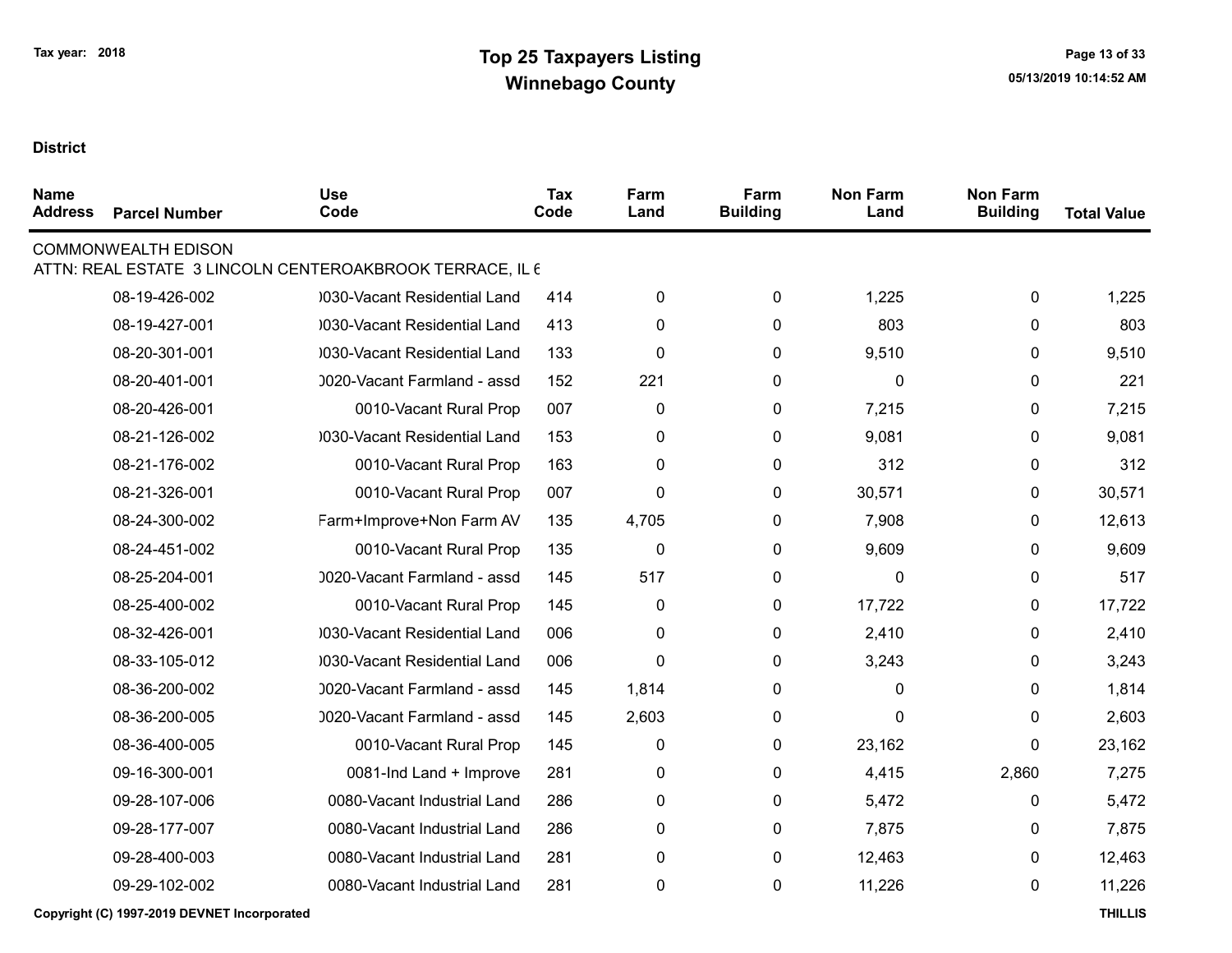# Top 25 Taxpayers Listing

## Winnebago County

Tax year: 2018

**District**

| Name Address | Parcel Number | Use Code | Tax Code | Farm Land | Farm Building | Non Farm Land | Non Farm Building | Total Value |
|---|---|---|---|---|---|---|---|---|
| COMMONWEALTH EDISON | | | | | | | | |
| ATTN: REAL ESTATE 3 LINCOLN CENTEROAKBROOK TERRACE, IL 6 | | | | | | | | |
| | 08-19-426-002 | )030-Vacant Residential Land | 414 | 0 | 0 | 1,225 | 0 | 1,225 |
| | 08-19-427-001 | )030-Vacant Residential Land | 413 | 0 | 0 | 803 | 0 | 803 |
| | 08-20-301-001 | )030-Vacant Residential Land | 133 | 0 | 0 | 9,510 | 0 | 9,510 |
| | 08-20-401-001 | )020-Vacant Farmland - assd | 152 | 221 | 0 | 0 | 0 | 221 |
| | 08-20-426-001 | 0010-Vacant Rural Prop | 007 | 0 | 0 | 7,215 | 0 | 7,215 |
| | 08-21-126-002 | )030-Vacant Residential Land | 153 | 0 | 0 | 9,081 | 0 | 9,081 |
| | 08-21-176-002 | 0010-Vacant Rural Prop | 163 | 0 | 0 | 312 | 0 | 312 |
| | 08-21-326-001 | 0010-Vacant Rural Prop | 007 | 0 | 0 | 30,571 | 0 | 30,571 |
| | 08-24-300-002 | Farm+Improve+Non Farm AV | 135 | 4,705 | 0 | 7,908 | 0 | 12,613 |
| | 08-24-451-002 | 0010-Vacant Rural Prop | 135 | 0 | 0 | 9,609 | 0 | 9,609 |
| | 08-25-204-001 | )020-Vacant Farmland - assd | 145 | 517 | 0 | 0 | 0 | 517 |
| | 08-25-400-002 | 0010-Vacant Rural Prop | 145 | 0 | 0 | 17,722 | 0 | 17,722 |
| | 08-32-426-001 | )030-Vacant Residential Land | 006 | 0 | 0 | 2,410 | 0 | 2,410 |
| | 08-33-105-012 | )030-Vacant Residential Land | 006 | 0 | 0 | 3,243 | 0 | 3,243 |
| | 08-36-200-002 | )020-Vacant Farmland - assd | 145 | 1,814 | 0 | 0 | 0 | 1,814 |
| | 08-36-200-005 | )020-Vacant Farmland - assd | 145 | 2,603 | 0 | 0 | 0 | 2,603 |
| | 08-36-400-005 | 0010-Vacant Rural Prop | 145 | 0 | 0 | 23,162 | 0 | 23,162 |
| | 09-16-300-001 | 0081-Ind Land + Improve | 281 | 0 | 0 | 4,415 | 2,860 | 7,275 |
| | 09-28-107-006 | 0080-Vacant Industrial Land | 286 | 0 | 0 | 5,472 | 0 | 5,472 |
| | 09-28-177-007 | 0080-Vacant Industrial Land | 286 | 0 | 0 | 7,875 | 0 | 7,875 |
| | 09-28-400-003 | 0080-Vacant Industrial Land | 281 | 0 | 0 | 12,463 | 0 | 12,463 |
| | 09-29-102-002 | 0080-Vacant Industrial Land | 281 | 0 | 0 | 11,226 | 0 | 11,226 |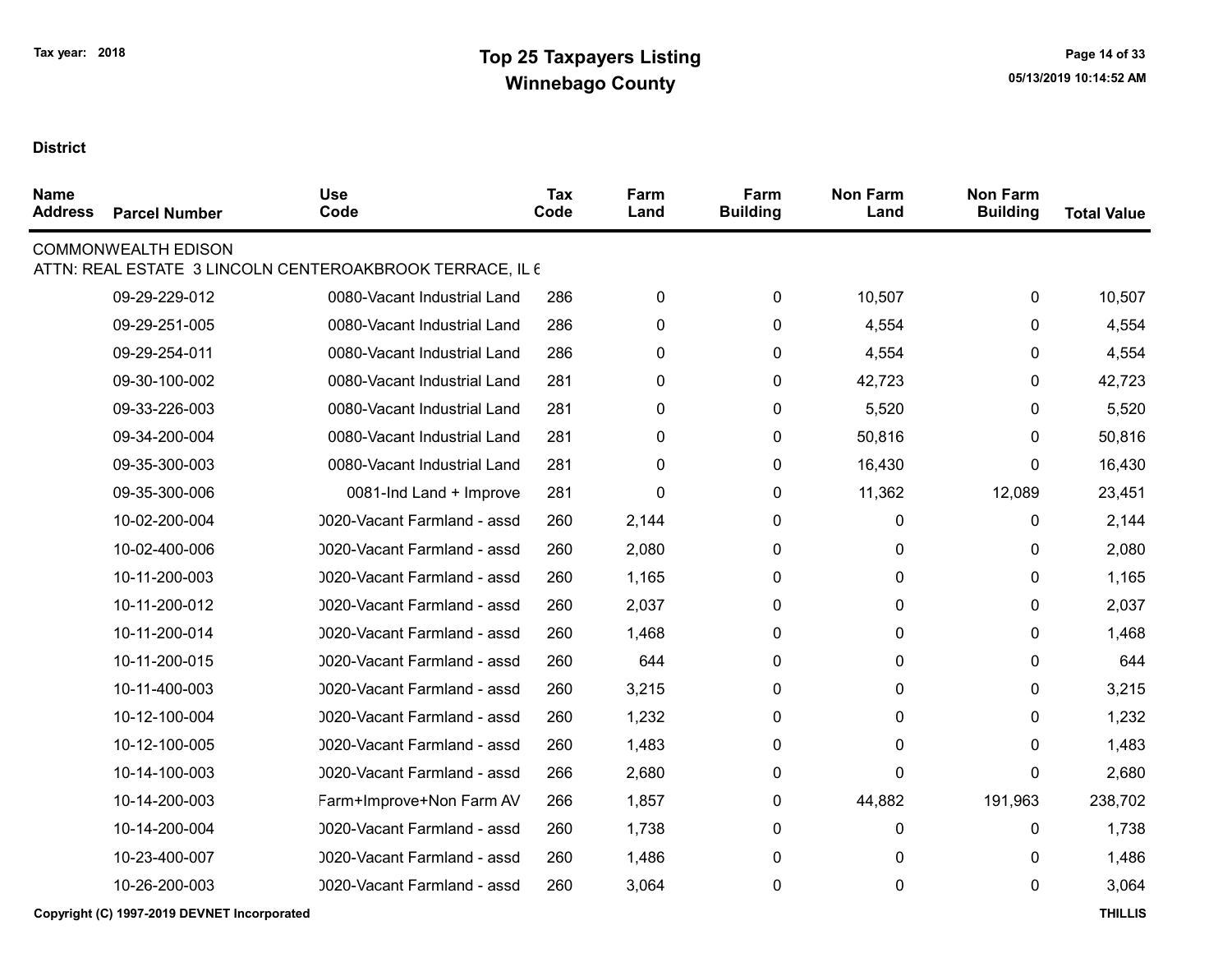# Top 25 Taxpayers Listing
## Winnebago County

Tax year: 2018

**District**

| Name Address | Parcel Number | Use Code | Tax Code | Farm Land | Farm Building | Non Farm Land | Non Farm Building | Total Value |
|---|---|---|---|---|---|---|---|---|
| COMMONWEALTH EDISON | | | | | | | | |
| ATTN: REAL ESTATE 3 LINCOLN CENTEROAKBROOK TERRACE, IL 6 | | | | | | | | |
| | 09-29-229-012 | 0080-Vacant Industrial Land | 286 | 0 | 0 | 10,507 | 0 | 10,507 |
| | 09-29-251-005 | 0080-Vacant Industrial Land | 286 | 0 | 0 | 4,554 | 0 | 4,554 |
| | 09-29-254-011 | 0080-Vacant Industrial Land | 286 | 0 | 0 | 4,554 | 0 | 4,554 |
| | 09-30-100-002 | 0080-Vacant Industrial Land | 281 | 0 | 0 | 42,723 | 0 | 42,723 |
| | 09-33-226-003 | 0080-Vacant Industrial Land | 281 | 0 | 0 | 5,520 | 0 | 5,520 |
| | 09-34-200-004 | 0080-Vacant Industrial Land | 281 | 0 | 0 | 50,816 | 0 | 50,816 |
| | 09-35-300-003 | 0080-Vacant Industrial Land | 281 | 0 | 0 | 16,430 | 0 | 16,430 |
| | 09-35-300-006 | 0081-Ind Land + Improve | 281 | 0 | 0 | 11,362 | 12,089 | 23,451 |
| | 10-02-200-004 | 0020-Vacant Farmland - assd | 260 | 2,144 | 0 | 0 | 0 | 2,144 |
| | 10-02-400-006 | 0020-Vacant Farmland - assd | 260 | 2,080 | 0 | 0 | 0 | 2,080 |
| | 10-11-200-003 | 0020-Vacant Farmland - assd | 260 | 1,165 | 0 | 0 | 0 | 1,165 |
| | 10-11-200-012 | 0020-Vacant Farmland - assd | 260 | 2,037 | 0 | 0 | 0 | 2,037 |
| | 10-11-200-014 | 0020-Vacant Farmland - assd | 260 | 1,468 | 0 | 0 | 0 | 1,468 |
| | 10-11-200-015 | 0020-Vacant Farmland - assd | 260 | 644 | 0 | 0 | 0 | 644 |
| | 10-11-400-003 | 0020-Vacant Farmland - assd | 260 | 3,215 | 0 | 0 | 0 | 3,215 |
| | 10-12-100-004 | 0020-Vacant Farmland - assd | 260 | 1,232 | 0 | 0 | 0 | 1,232 |
| | 10-12-100-005 | 0020-Vacant Farmland - assd | 260 | 1,483 | 0 | 0 | 0 | 1,483 |
| | 10-14-100-003 | 0020-Vacant Farmland - assd | 266 | 2,680 | 0 | 0 | 0 | 2,680 |
| | 10-14-200-003 | Farm+Improve+Non Farm AV | 266 | 1,857 | 0 | 44,882 | 191,963 | 238,702 |
| | 10-14-200-004 | 0020-Vacant Farmland - assd | 260 | 1,738 | 0 | 0 | 0 | 1,738 |
| | 10-23-400-007 | 0020-Vacant Farmland - assd | 260 | 1,486 | 0 | 0 | 0 | 1,486 |
| | 10-26-200-003 | 0020-Vacant Farmland - assd | 260 | 3,064 | 0 | 0 | 0 | 3,064 |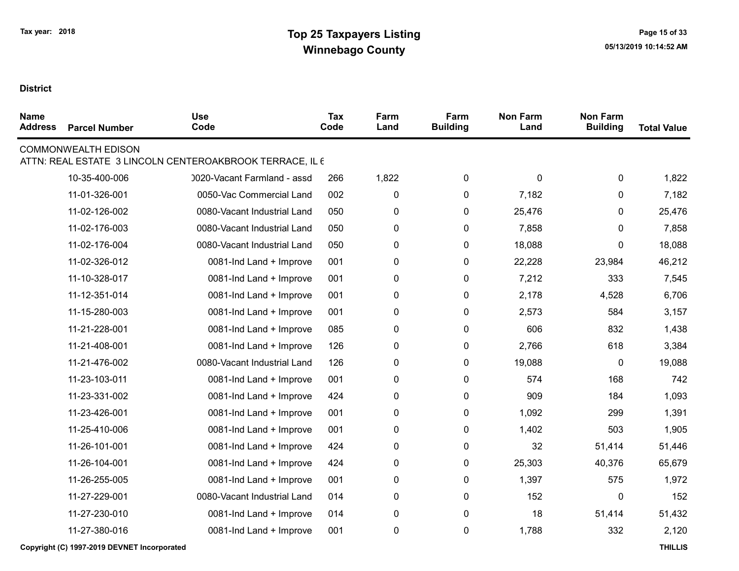# Top 25 Taxpayers Listing
## Winnebago County

Tax year: 2018

**District**

| Name / Address | Parcel Number | Use Code | Tax Code | Farm Land | Farm Building | Non Farm Land | Non Farm Building | Total Value |
|---|---|---|---|---|---|---|---|---|
| COMMONWEALTH EDISON | | | | | | | | |
| ATTN: REAL ESTATE 3 LINCOLN CENTEROAKBROOK TERRACE, IL 6 | | | | | | | | |
| | 10-35-400-006 | 0020-Vacant Farmland - assd | 266 | 1,822 | 0 | 0 | 0 | 1,822 |
| | 11-01-326-001 | 0050-Vac Commercial Land | 002 | 0 | 0 | 7,182 | 0 | 7,182 |
| | 11-02-126-002 | 0080-Vacant Industrial Land | 050 | 0 | 0 | 25,476 | 0 | 25,476 |
| | 11-02-176-003 | 0080-Vacant Industrial Land | 050 | 0 | 0 | 7,858 | 0 | 7,858 |
| | 11-02-176-004 | 0080-Vacant Industrial Land | 050 | 0 | 0 | 18,088 | 0 | 18,088 |
| | 11-02-326-012 | 0081-Ind Land + Improve | 001 | 0 | 0 | 22,228 | 23,984 | 46,212 |
| | 11-10-328-017 | 0081-Ind Land + Improve | 001 | 0 | 0 | 7,212 | 333 | 7,545 |
| | 11-12-351-014 | 0081-Ind Land + Improve | 001 | 0 | 0 | 2,178 | 4,528 | 6,706 |
| | 11-15-280-003 | 0081-Ind Land + Improve | 001 | 0 | 0 | 2,573 | 584 | 3,157 |
| | 11-21-228-001 | 0081-Ind Land + Improve | 085 | 0 | 0 | 606 | 832 | 1,438 |
| | 11-21-408-001 | 0081-Ind Land + Improve | 126 | 0 | 0 | 2,766 | 618 | 3,384 |
| | 11-21-476-002 | 0080-Vacant Industrial Land | 126 | 0 | 0 | 19,088 | 0 | 19,088 |
| | 11-23-103-011 | 0081-Ind Land + Improve | 001 | 0 | 0 | 574 | 168 | 742 |
| | 11-23-331-002 | 0081-Ind Land + Improve | 424 | 0 | 0 | 909 | 184 | 1,093 |
| | 11-23-426-001 | 0081-Ind Land + Improve | 001 | 0 | 0 | 1,092 | 299 | 1,391 |
| | 11-25-410-006 | 0081-Ind Land + Improve | 001 | 0 | 0 | 1,402 | 503 | 1,905 |
| | 11-26-101-001 | 0081-Ind Land + Improve | 424 | 0 | 0 | 32 | 51,414 | 51,446 |
| | 11-26-104-001 | 0081-Ind Land + Improve | 424 | 0 | 0 | 25,303 | 40,376 | 65,679 |
| | 11-26-255-005 | 0081-Ind Land + Improve | 001 | 0 | 0 | 1,397 | 575 | 1,972 |
| | 11-27-229-001 | 0080-Vacant Industrial Land | 014 | 0 | 0 | 152 | 0 | 152 |
| | 11-27-230-010 | 0081-Ind Land + Improve | 014 | 0 | 0 | 18 | 51,414 | 51,432 |
| | 11-27-380-016 | 0081-Ind Land + Improve | 001 | 0 | 0 | 1,788 | 332 | 2,120 |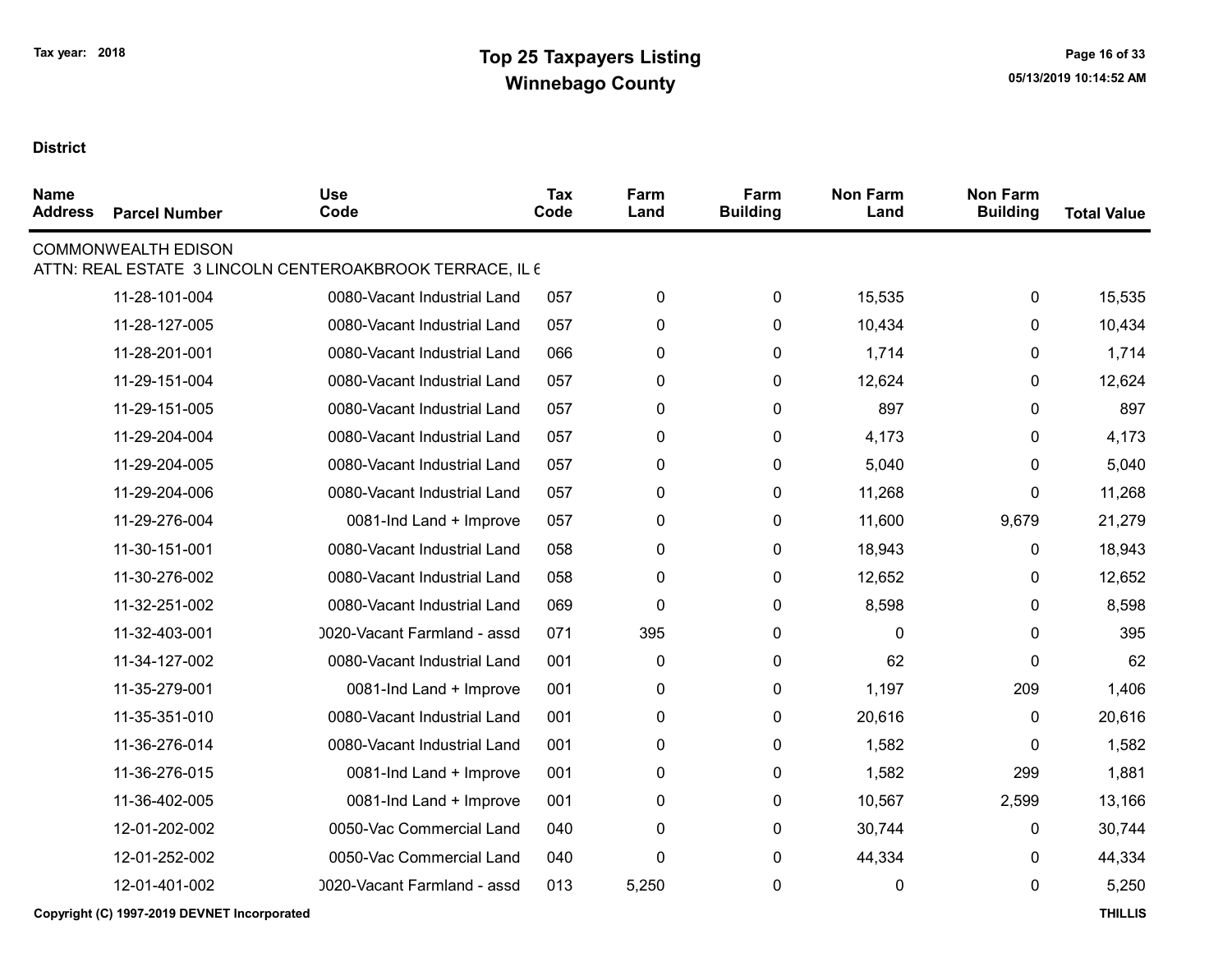# Top 25 Taxpayers Listing
## Winnebago County

Tax year: 2018

05/13/2019 10:14:52 AM

**District**

| Name Address | Parcel Number | Use Code | Tax Code | Farm Land | Farm Building | Non Farm Land | Non Farm Building | Total Value |
|---|---|---|---|---|---|---|---|---|
| COMMONWEALTH EDISON | | | | | | | | |
| ATTN: REAL ESTATE 3 LINCOLN CENTEROAKBROOK TERRACE, IL 6 | | | | | | | | |
| | 11-28-101-004 | 0080-Vacant Industrial Land | 057 | 0 | 0 | 15,535 | 0 | 15,535 |
| | 11-28-127-005 | 0080-Vacant Industrial Land | 057 | 0 | 0 | 10,434 | 0 | 10,434 |
| | 11-28-201-001 | 0080-Vacant Industrial Land | 066 | 0 | 0 | 1,714 | 0 | 1,714 |
| | 11-29-151-004 | 0080-Vacant Industrial Land | 057 | 0 | 0 | 12,624 | 0 | 12,624 |
| | 11-29-151-005 | 0080-Vacant Industrial Land | 057 | 0 | 0 | 897 | 0 | 897 |
| | 11-29-204-004 | 0080-Vacant Industrial Land | 057 | 0 | 0 | 4,173 | 0 | 4,173 |
| | 11-29-204-005 | 0080-Vacant Industrial Land | 057 | 0 | 0 | 5,040 | 0 | 5,040 |
| | 11-29-204-006 | 0080-Vacant Industrial Land | 057 | 0 | 0 | 11,268 | 0 | 11,268 |
| | 11-29-276-004 | 0081-Ind Land + Improve | 057 | 0 | 0 | 11,600 | 9,679 | 21,279 |
| | 11-30-151-001 | 0080-Vacant Industrial Land | 058 | 0 | 0 | 18,943 | 0 | 18,943 |
| | 11-30-276-002 | 0080-Vacant Industrial Land | 058 | 0 | 0 | 12,652 | 0 | 12,652 |
| | 11-32-251-002 | 0080-Vacant Industrial Land | 069 | 0 | 0 | 8,598 | 0 | 8,598 |
| | 11-32-403-001 | 0020-Vacant Farmland - assd | 071 | 395 | 0 | 0 | 0 | 395 |
| | 11-34-127-002 | 0080-Vacant Industrial Land | 001 | 0 | 0 | 62 | 0 | 62 |
| | 11-35-279-001 | 0081-Ind Land + Improve | 001 | 0 | 0 | 1,197 | 209 | 1,406 |
| | 11-35-351-010 | 0080-Vacant Industrial Land | 001 | 0 | 0 | 20,616 | 0 | 20,616 |
| | 11-36-276-014 | 0080-Vacant Industrial Land | 001 | 0 | 0 | 1,582 | 0 | 1,582 |
| | 11-36-276-015 | 0081-Ind Land + Improve | 001 | 0 | 0 | 1,582 | 299 | 1,881 |
| | 11-36-402-005 | 0081-Ind Land + Improve | 001 | 0 | 0 | 10,567 | 2,599 | 13,166 |
| | 12-01-202-002 | 0050-Vac Commercial Land | 040 | 0 | 0 | 30,744 | 0 | 30,744 |
| | 12-01-252-002 | 0050-Vac Commercial Land | 040 | 0 | 0 | 44,334 | 0 | 44,334 |
| | 12-01-401-002 | 0020-Vacant Farmland - assd | 013 | 5,250 | 0 | 0 | 0 | 5,250 |

Copyright (C) 1997-2019 DEVNET Incorporated

THILLIS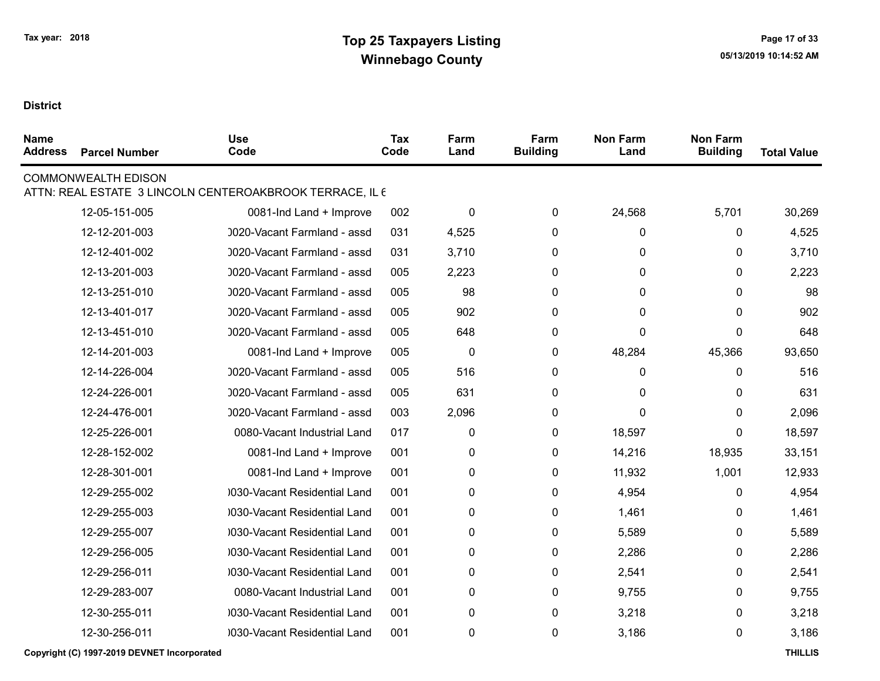# Top 25 Taxpayers Listing
## Winnebago County

Tax year: 2018

**District**

| Name Address | Parcel Number | Use Code | Tax Code | Farm Land | Farm Building | Non Farm Land | Non Farm Building | Total Value |
|---|---|---|---|---|---|---|---|---|
| COMMONWEALTH EDISON | | | | | | | | |
| ATTN: REAL ESTATE 3 LINCOLN CENTEROAKBROOK TERRACE, IL 6 | | | | | | | | |
| | 12-05-151-005 | 0081-Ind Land + Improve | 002 | 0 | 0 | 24,568 | 5,701 | 30,269 |
| | 12-12-201-003 | )020-Vacant Farmland - assd | 031 | 4,525 | 0 | 0 | 0 | 4,525 |
| | 12-12-401-002 | )020-Vacant Farmland - assd | 031 | 3,710 | 0 | 0 | 0 | 3,710 |
| | 12-13-201-003 | )020-Vacant Farmland - assd | 005 | 2,223 | 0 | 0 | 0 | 2,223 |
| | 12-13-251-010 | )020-Vacant Farmland - assd | 005 | 98 | 0 | 0 | 0 | 98 |
| | 12-13-401-017 | )020-Vacant Farmland - assd | 005 | 902 | 0 | 0 | 0 | 902 |
| | 12-13-451-010 | )020-Vacant Farmland - assd | 005 | 648 | 0 | 0 | 0 | 648 |
| | 12-14-201-003 | 0081-Ind Land + Improve | 005 | 0 | 0 | 48,284 | 45,366 | 93,650 |
| | 12-14-226-004 | )020-Vacant Farmland - assd | 005 | 516 | 0 | 0 | 0 | 516 |
| | 12-24-226-001 | )020-Vacant Farmland - assd | 005 | 631 | 0 | 0 | 0 | 631 |
| | 12-24-476-001 | )020-Vacant Farmland - assd | 003 | 2,096 | 0 | 0 | 0 | 2,096 |
| | 12-25-226-001 | 0080-Vacant Industrial Land | 017 | 0 | 0 | 18,597 | 0 | 18,597 |
| | 12-28-152-002 | 0081-Ind Land + Improve | 001 | 0 | 0 | 14,216 | 18,935 | 33,151 |
| | 12-28-301-001 | 0081-Ind Land + Improve | 001 | 0 | 0 | 11,932 | 1,001 | 12,933 |
| | 12-29-255-002 | )030-Vacant Residential Land | 001 | 0 | 0 | 4,954 | 0 | 4,954 |
| | 12-29-255-003 | )030-Vacant Residential Land | 001 | 0 | 0 | 1,461 | 0 | 1,461 |
| | 12-29-255-007 | )030-Vacant Residential Land | 001 | 0 | 0 | 5,589 | 0 | 5,589 |
| | 12-29-256-005 | )030-Vacant Residential Land | 001 | 0 | 0 | 2,286 | 0 | 2,286 |
| | 12-29-256-011 | )030-Vacant Residential Land | 001 | 0 | 0 | 2,541 | 0 | 2,541 |
| | 12-29-283-007 | 0080-Vacant Industrial Land | 001 | 0 | 0 | 9,755 | 0 | 9,755 |
| | 12-30-255-011 | )030-Vacant Residential Land | 001 | 0 | 0 | 3,218 | 0 | 3,218 |
| | 12-30-256-011 | )030-Vacant Residential Land | 001 | 0 | 0 | 3,186 | 0 | 3,186 |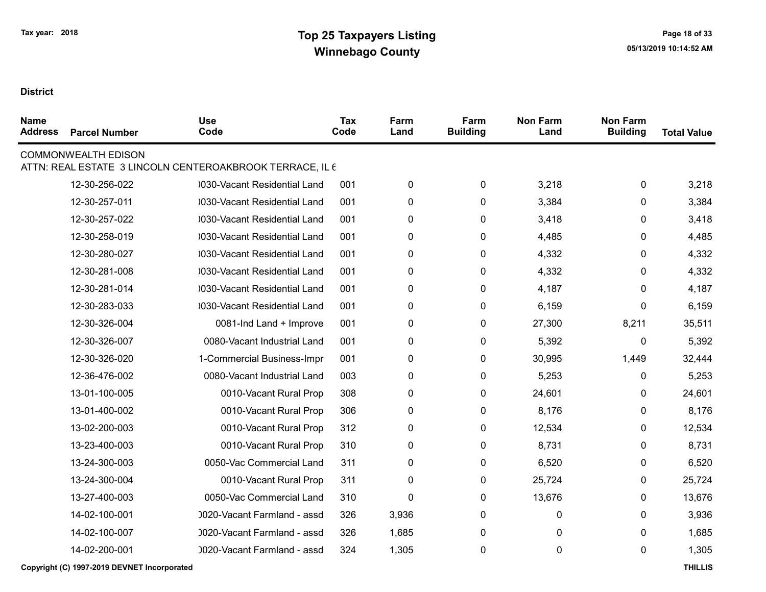Tax year: 2018

# Top 25 Taxpayers Listing
## Winnebago County

**District**

| Name Address | Parcel Number | Use Code | Tax Code | Farm Land | Farm Building | Non Farm Land | Non Farm Building | Total Value |
|---|---|---|---|---|---|---|---|---|
| COMMONWEALTH EDISON | | | | | | | | |
| ATTN: REAL ESTATE 3 LINCOLN CENTEROAKBROOK TERRACE, IL 6 | | | | | | | | |
| | 12-30-256-022 | )030-Vacant Residential Land | 001 | 0 | 0 | 3,218 | 0 | 3,218 |
| | 12-30-257-011 | )030-Vacant Residential Land | 001 | 0 | 0 | 3,384 | 0 | 3,384 |
| | 12-30-257-022 | )030-Vacant Residential Land | 001 | 0 | 0 | 3,418 | 0 | 3,418 |
| | 12-30-258-019 | )030-Vacant Residential Land | 001 | 0 | 0 | 4,485 | 0 | 4,485 |
| | 12-30-280-027 | )030-Vacant Residential Land | 001 | 0 | 0 | 4,332 | 0 | 4,332 |
| | 12-30-281-008 | )030-Vacant Residential Land | 001 | 0 | 0 | 4,332 | 0 | 4,332 |
| | 12-30-281-014 | )030-Vacant Residential Land | 001 | 0 | 0 | 4,187 | 0 | 4,187 |
| | 12-30-283-033 | )030-Vacant Residential Land | 001 | 0 | 0 | 6,159 | 0 | 6,159 |
| | 12-30-326-004 | 0081-Ind Land + Improve | 001 | 0 | 0 | 27,300 | 8,211 | 35,511 |
| | 12-30-326-007 | 0080-Vacant Industrial Land | 001 | 0 | 0 | 5,392 | 0 | 5,392 |
| | 12-30-326-020 | 1-Commercial Business-Impr | 001 | 0 | 0 | 30,995 | 1,449 | 32,444 |
| | 12-36-476-002 | 0080-Vacant Industrial Land | 003 | 0 | 0 | 5,253 | 0 | 5,253 |
| | 13-01-100-005 | 0010-Vacant Rural Prop | 308 | 0 | 0 | 24,601 | 0 | 24,601 |
| | 13-01-400-002 | 0010-Vacant Rural Prop | 306 | 0 | 0 | 8,176 | 0 | 8,176 |
| | 13-02-200-003 | 0010-Vacant Rural Prop | 312 | 0 | 0 | 12,534 | 0 | 12,534 |
| | 13-23-400-003 | 0010-Vacant Rural Prop | 310 | 0 | 0 | 8,731 | 0 | 8,731 |
| | 13-24-300-003 | 0050-Vac Commercial Land | 311 | 0 | 0 | 6,520 | 0 | 6,520 |
| | 13-24-300-004 | 0010-Vacant Rural Prop | 311 | 0 | 0 | 25,724 | 0 | 25,724 |
| | 13-27-400-003 | 0050-Vac Commercial Land | 310 | 0 | 0 | 13,676 | 0 | 13,676 |
| | 14-02-100-001 | )020-Vacant Farmland - assd | 326 | 3,936 | 0 | 0 | 0 | 3,936 |
| | 14-02-100-007 | )020-Vacant Farmland - assd | 326 | 1,685 | 0 | 0 | 0 | 1,685 |
| | 14-02-200-001 | )020-Vacant Farmland - assd | 324 | 1,305 | 0 | 0 | 0 | 1,305 |

Copyright (C) 1997-2019 DEVNET Incorporated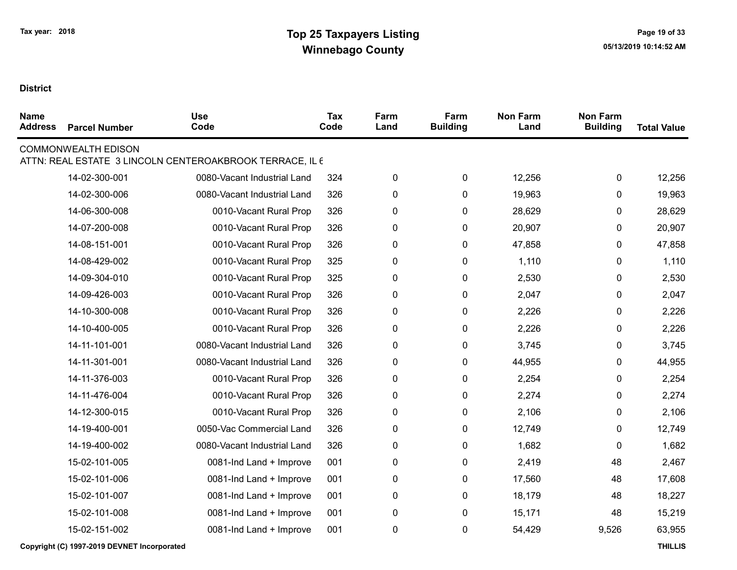Tax year: 2018

# Top 25 Taxpayers Listing
## Winnebago County

05/13/2019 10:14:52 AM

**District**

| Name Address | Parcel Number | Use Code | Tax Code | Farm Land | Farm Building | Non Farm Land | Non Farm Building | Total Value |
|---|---|---|---|---|---|---|---|---|
| COMMONWEALTH EDISON | | | | | | | | |
| ATTN: REAL ESTATE 3 LINCOLN CENTEROAKBROOK TERRACE, IL 6 | | | | | | | | |
| | 14-02-300-001 | 0080-Vacant Industrial Land | 324 | 0 | 0 | 12,256 | 0 | 12,256 |
| | 14-02-300-006 | 0080-Vacant Industrial Land | 326 | 0 | 0 | 19,963 | 0 | 19,963 |
| | 14-06-300-008 | 0010-Vacant Rural Prop | 326 | 0 | 0 | 28,629 | 0 | 28,629 |
| | 14-07-200-008 | 0010-Vacant Rural Prop | 326 | 0 | 0 | 20,907 | 0 | 20,907 |
| | 14-08-151-001 | 0010-Vacant Rural Prop | 326 | 0 | 0 | 47,858 | 0 | 47,858 |
| | 14-08-429-002 | 0010-Vacant Rural Prop | 325 | 0 | 0 | 1,110 | 0 | 1,110 |
| | 14-09-304-010 | 0010-Vacant Rural Prop | 325 | 0 | 0 | 2,530 | 0 | 2,530 |
| | 14-09-426-003 | 0010-Vacant Rural Prop | 326 | 0 | 0 | 2,047 | 0 | 2,047 |
| | 14-10-300-008 | 0010-Vacant Rural Prop | 326 | 0 | 0 | 2,226 | 0 | 2,226 |
| | 14-10-400-005 | 0010-Vacant Rural Prop | 326 | 0 | 0 | 2,226 | 0 | 2,226 |
| | 14-11-101-001 | 0080-Vacant Industrial Land | 326 | 0 | 0 | 3,745 | 0 | 3,745 |
| | 14-11-301-001 | 0080-Vacant Industrial Land | 326 | 0 | 0 | 44,955 | 0 | 44,955 |
| | 14-11-376-003 | 0010-Vacant Rural Prop | 326 | 0 | 0 | 2,254 | 0 | 2,254 |
| | 14-11-476-004 | 0010-Vacant Rural Prop | 326 | 0 | 0 | 2,274 | 0 | 2,274 |
| | 14-12-300-015 | 0010-Vacant Rural Prop | 326 | 0 | 0 | 2,106 | 0 | 2,106 |
| | 14-19-400-001 | 0050-Vac Commercial Land | 326 | 0 | 0 | 12,749 | 0 | 12,749 |
| | 14-19-400-002 | 0080-Vacant Industrial Land | 326 | 0 | 0 | 1,682 | 0 | 1,682 |
| | 15-02-101-005 | 0081-Ind Land + Improve | 001 | 0 | 0 | 2,419 | 48 | 2,467 |
| | 15-02-101-006 | 0081-Ind Land + Improve | 001 | 0 | 0 | 17,560 | 48 | 17,608 |
| | 15-02-101-007 | 0081-Ind Land + Improve | 001 | 0 | 0 | 18,179 | 48 | 18,227 |
| | 15-02-101-008 | 0081-Ind Land + Improve | 001 | 0 | 0 | 15,171 | 48 | 15,219 |
| | 15-02-151-002 | 0081-Ind Land + Improve | 001 | 0 | 0 | 54,429 | 9,526 | 63,955 |

Copyright (C) 1997-2019 DEVNET Incorporated

THILLIS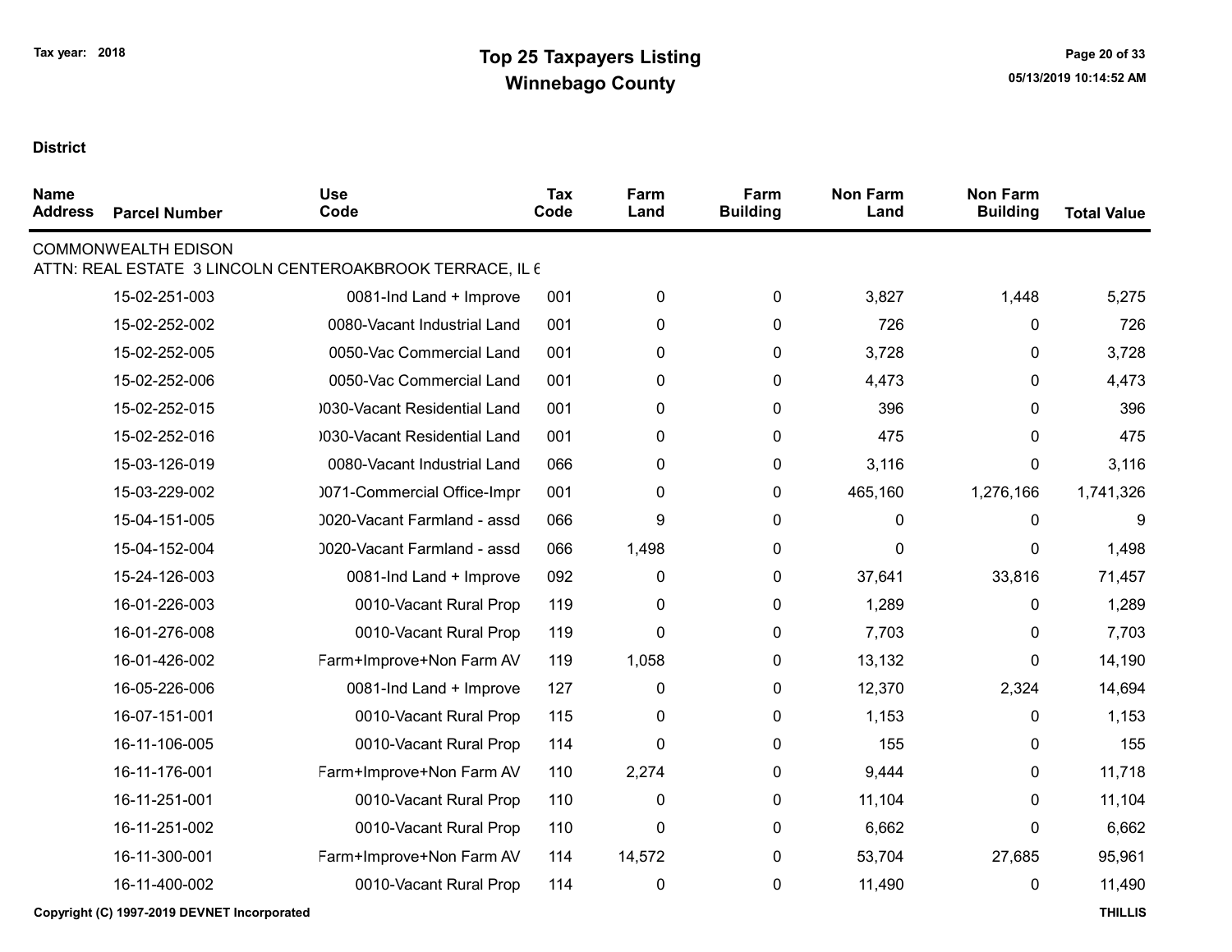# Top 25 Taxpayers Listing
## Winnebago County

Tax year: 2018

**District**

| Name Address | Parcel Number | Use Code | Tax Code | Farm Land | Farm Building | Non Farm Land | Non Farm Building | Total Value |
|---|---|---|---|---|---|---|---|---|
| COMMONWEALTH EDISON | | | | | | | | |
| ATTN: REAL ESTATE 3 LINCOLN CENTEROAKBROOK TERRACE, IL 6 | | | | | | | | |
| | 15-02-251-003 | 0081-Ind Land + Improve | 001 | 0 | 0 | 3,827 | 1,448 | 5,275 |
| | 15-02-252-002 | 0080-Vacant Industrial Land | 001 | 0 | 0 | 726 | 0 | 726 |
| | 15-02-252-005 | 0050-Vac Commercial Land | 001 | 0 | 0 | 3,728 | 0 | 3,728 |
| | 15-02-252-006 | 0050-Vac Commercial Land | 001 | 0 | 0 | 4,473 | 0 | 4,473 |
| | 15-02-252-015 | )030-Vacant Residential Land | 001 | 0 | 0 | 396 | 0 | 396 |
| | 15-02-252-016 | )030-Vacant Residential Land | 001 | 0 | 0 | 475 | 0 | 475 |
| | 15-03-126-019 | 0080-Vacant Industrial Land | 066 | 0 | 0 | 3,116 | 0 | 3,116 |
| | 15-03-229-002 | )071-Commercial Office-Impr | 001 | 0 | 0 | 465,160 | 1,276,166 | 1,741,326 |
| | 15-04-151-005 | )020-Vacant Farmland - assd | 066 | 9 | 0 | 0 | 0 | 9 |
| | 15-04-152-004 | )020-Vacant Farmland - assd | 066 | 1,498 | 0 | 0 | 0 | 1,498 |
| | 15-24-126-003 | 0081-Ind Land + Improve | 092 | 0 | 0 | 37,641 | 33,816 | 71,457 |
| | 16-01-226-003 | 0010-Vacant Rural Prop | 119 | 0 | 0 | 1,289 | 0 | 1,289 |
| | 16-01-276-008 | 0010-Vacant Rural Prop | 119 | 0 | 0 | 7,703 | 0 | 7,703 |
| | 16-01-426-002 | Farm+Improve+Non Farm AV | 119 | 1,058 | 0 | 13,132 | 0 | 14,190 |
| | 16-05-226-006 | 0081-Ind Land + Improve | 127 | 0 | 0 | 12,370 | 2,324 | 14,694 |
| | 16-07-151-001 | 0010-Vacant Rural Prop | 115 | 0 | 0 | 1,153 | 0 | 1,153 |
| | 16-11-106-005 | 0010-Vacant Rural Prop | 114 | 0 | 0 | 155 | 0 | 155 |
| | 16-11-176-001 | Farm+Improve+Non Farm AV | 110 | 2,274 | 0 | 9,444 | 0 | 11,718 |
| | 16-11-251-001 | 0010-Vacant Rural Prop | 110 | 0 | 0 | 11,104 | 0 | 11,104 |
| | 16-11-251-002 | 0010-Vacant Rural Prop | 110 | 0 | 0 | 6,662 | 0 | 6,662 |
| | 16-11-300-001 | Farm+Improve+Non Farm AV | 114 | 14,572 | 0 | 53,704 | 27,685 | 95,961 |
| | 16-11-400-002 | 0010-Vacant Rural Prop | 114 | 0 | 0 | 11,490 | 0 | 11,490 |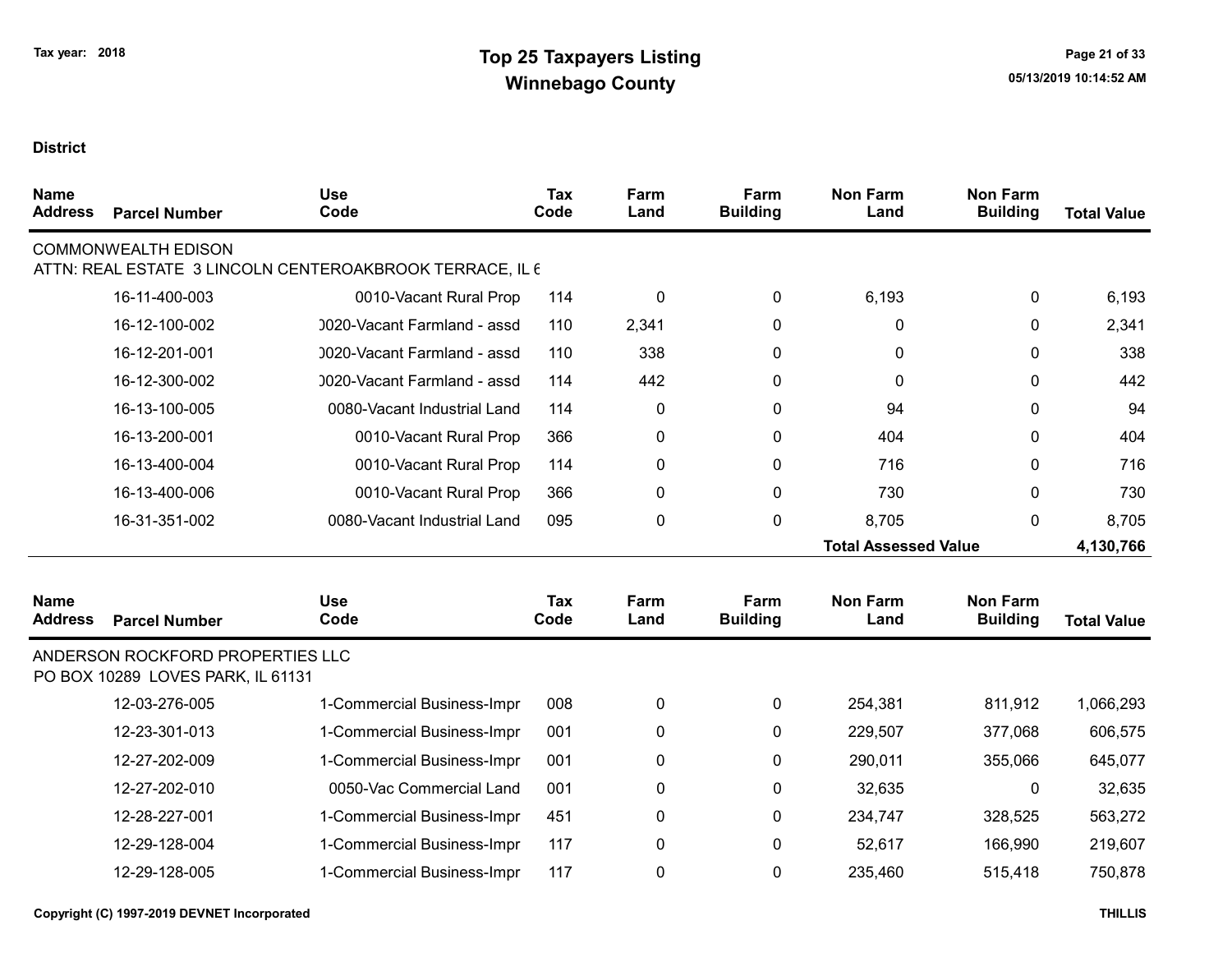Tax year: 2018

# Top 25 Taxpayers Listing
## Winnebago County

05/13/2019 10:14:52 AM

**District**

| Name Address | Parcel Number | Use Code | Tax Code | Farm Land | Farm Building | Non Farm Land | Non Farm Building | Total Value |
|---|---|---|---|---|---|---|---|---|
| COMMONWEALTH EDISON | | | | | | | | |
| ATTN: REAL ESTATE 3 LINCOLN CENTEROAKBROOK TERRACE, IL 6 | | | | | | | | |
| | 16-11-400-003 | 0010-Vacant Rural Prop | 114 | 0 | 0 | 6,193 | 0 | 6,193 |
| | 16-12-100-002 | 0020-Vacant Farmland - assd | 110 | 2,341 | 0 | 0 | 0 | 2,341 |
| | 16-12-201-001 | 0020-Vacant Farmland - assd | 110 | 338 | 0 | 0 | 0 | 338 |
| | 16-12-300-002 | 0020-Vacant Farmland - assd | 114 | 442 | 0 | 0 | 0 | 442 |
| | 16-13-100-005 | 0080-Vacant Industrial Land | 114 | 0 | 0 | 94 | 0 | 94 |
| | 16-13-200-001 | 0010-Vacant Rural Prop | 366 | 0 | 0 | 404 | 0 | 404 |
| | 16-13-400-004 | 0010-Vacant Rural Prop | 114 | 0 | 0 | 716 | 0 | 716 |
| | 16-13-400-006 | 0010-Vacant Rural Prop | 366 | 0 | 0 | 730 | 0 | 730 |
| | 16-31-351-002 | 0080-Vacant Industrial Land | 095 | 0 | 0 | 8,705 | 0 | 8,705 |
| | | | | | | **Total Assessed Value** | | **4,130,766** |

| Name Address | Parcel Number | Use Code | Tax Code | Farm Land | Farm Building | Non Farm Land | Non Farm Building | Total Value |
|---|---|---|---|---|---|---|---|---|
| ANDERSON ROCKFORD PROPERTIES LLC | | | | | | | | |
| PO BOX 10289 LOVES PARK, IL 61131 | | | | | | | | |
| | 12-03-276-005 | 1-Commercial Business-Impr | 008 | 0 | 0 | 254,381 | 811,912 | 1,066,293 |
| | 12-23-301-013 | 1-Commercial Business-Impr | 001 | 0 | 0 | 229,507 | 377,068 | 606,575 |
| | 12-27-202-009 | 1-Commercial Business-Impr | 001 | 0 | 0 | 290,011 | 355,066 | 645,077 |
| | 12-27-202-010 | 0050-Vac Commercial Land | 001 | 0 | 0 | 32,635 | 0 | 32,635 |
| | 12-28-227-001 | 1-Commercial Business-Impr | 451 | 0 | 0 | 234,747 | 328,525 | 563,272 |
| | 12-29-128-004 | 1-Commercial Business-Impr | 117 | 0 | 0 | 52,617 | 166,990 | 219,607 |
| | 12-29-128-005 | 1-Commercial Business-Impr | 117 | 0 | 0 | 235,460 | 515,418 | 750,878 |

Copyright (C) 1997-2019 DEVNET Incorporated

THILLIS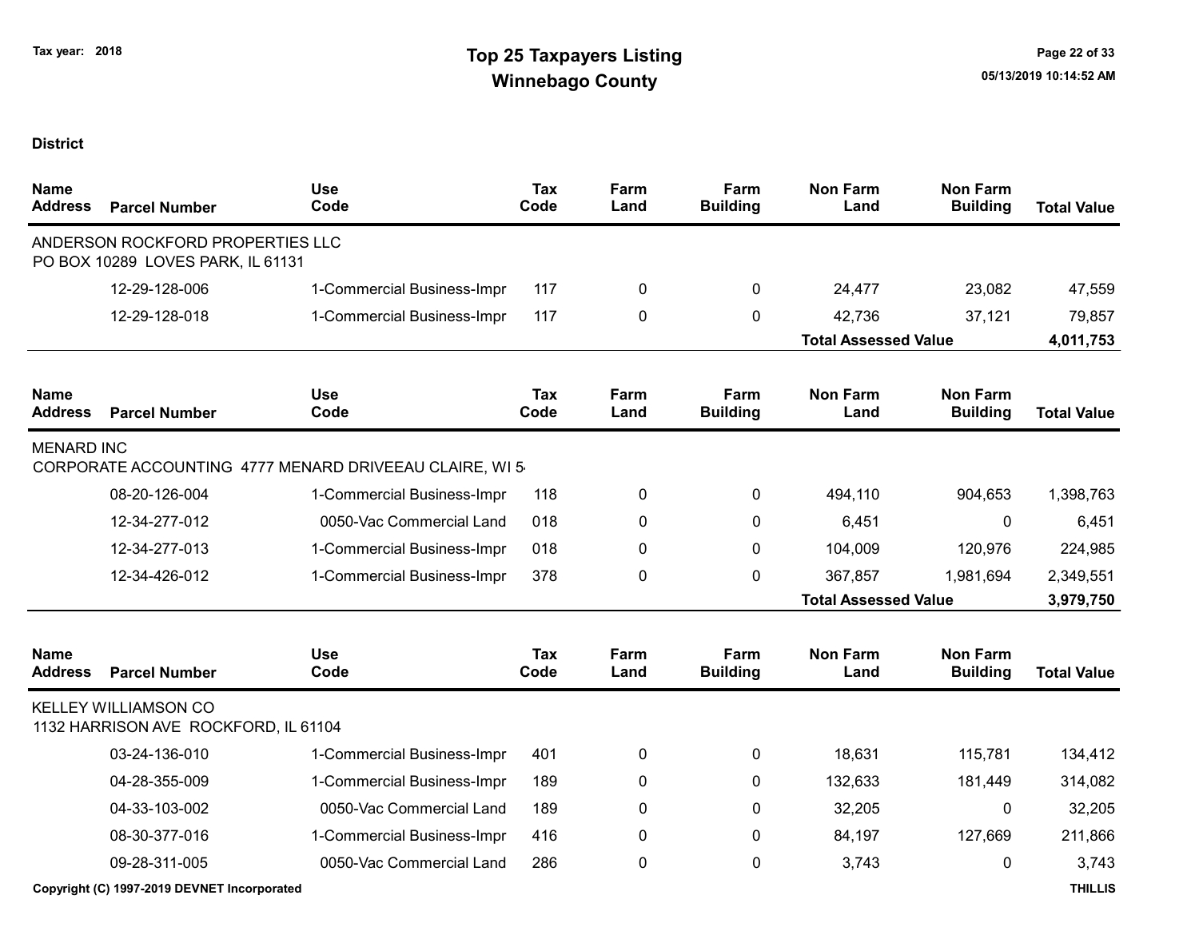# Top 25 Taxpayers Listing
## Winnebago County

Tax year: 2018

**District**

| Name / Address | Parcel Number | Use Code | Tax Code | Farm Land | Farm Building | Non Farm Land | Non Farm Building | Total Value |
|---|---|---|---|---|---|---|---|---|
| ANDERSON ROCKFORD PROPERTIES LLC<br>PO BOX 10289 LOVES PARK, IL 61131 | | | | | | | | |
| | 12-29-128-006 | 1-Commercial Business-Impr | 117 | 0 | 0 | 24,477 | 23,082 | 47,559 |
| | 12-29-128-018 | 1-Commercial Business-Impr | 117 | 0 | 0 | 42,736 | 37,121 | 79,857 |
| | | | | | | **Total Assessed Value** | | **4,011,753** |

| Name / Address | Parcel Number | Use Code | Tax Code | Farm Land | Farm Building | Non Farm Land | Non Farm Building | Total Value |
|---|---|---|---|---|---|---|---|---|
| MENARD INC<br>CORPORATE ACCOUNTING 4777 MENARD DRIVEEAU CLAIRE, WI 5 | | | | | | | | |
| | 08-20-126-004 | 1-Commercial Business-Impr | 118 | 0 | 0 | 494,110 | 904,653 | 1,398,763 |
| | 12-34-277-012 | 0050-Vac Commercial Land | 018 | 0 | 0 | 6,451 | 0 | 6,451 |
| | 12-34-277-013 | 1-Commercial Business-Impr | 018 | 0 | 0 | 104,009 | 120,976 | 224,985 |
| | 12-34-426-012 | 1-Commercial Business-Impr | 378 | 0 | 0 | 367,857 | 1,981,694 | 2,349,551 |
| | | | | | | **Total Assessed Value** | | **3,979,750** |

| Name / Address | Parcel Number | Use Code | Tax Code | Farm Land | Farm Building | Non Farm Land | Non Farm Building | Total Value |
|---|---|---|---|---|---|---|---|---|
| KELLEY WILLIAMSON CO<br>1132 HARRISON AVE ROCKFORD, IL 61104 | | | | | | | | |
| | 03-24-136-010 | 1-Commercial Business-Impr | 401 | 0 | 0 | 18,631 | 115,781 | 134,412 |
| | 04-28-355-009 | 1-Commercial Business-Impr | 189 | 0 | 0 | 132,633 | 181,449 | 314,082 |
| | 04-33-103-002 | 0050-Vac Commercial Land | 189 | 0 | 0 | 32,205 | 0 | 32,205 |
| | 08-30-377-016 | 1-Commercial Business-Impr | 416 | 0 | 0 | 84,197 | 127,669 | 211,866 |
| | 09-28-311-005 | 0050-Vac Commercial Land | 286 | 0 | 0 | 3,743 | 0 | 3,743 |

Copyright (C) 1997-2019 DEVNET Incorporated

THILLIS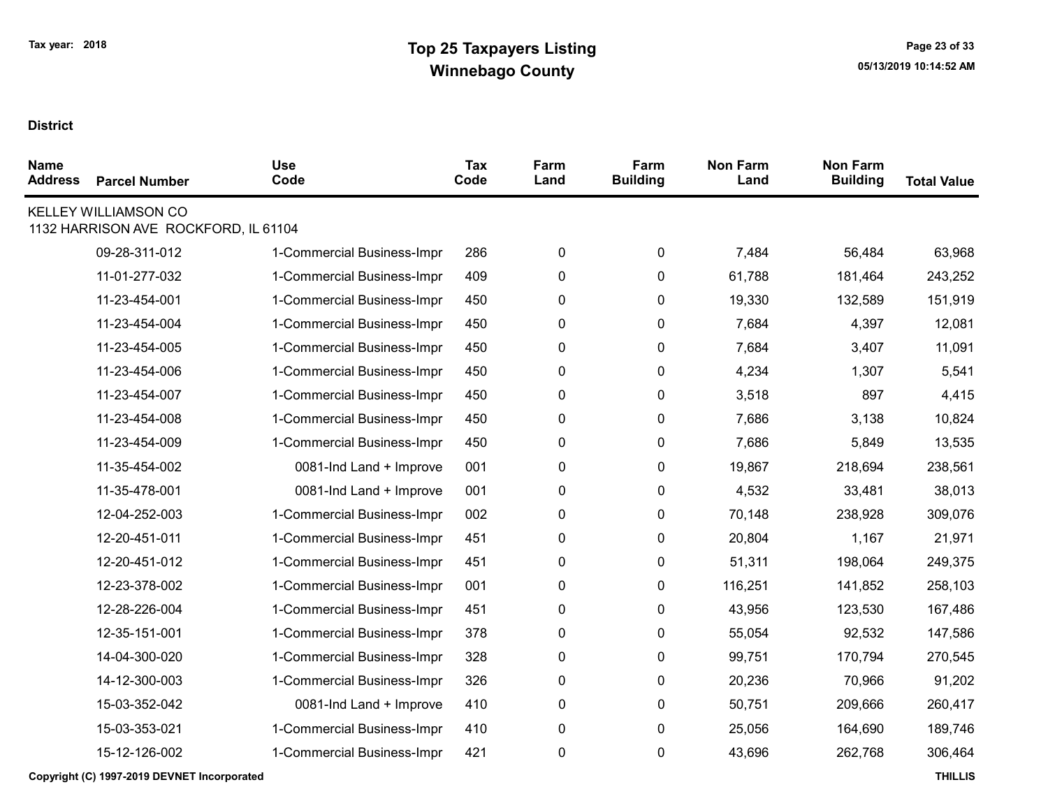Tax year: 2018

# Top 25 Taxpayers Listing
## Winnebago County

**District**

| Name Address | Parcel Number | Use Code | Tax Code | Farm Land | Farm Building | Non Farm Land | Non Farm Building | Total Value |
|---|---|---|---|---|---|---|---|---|
| KELLEY WILLIAMSON CO<br>1132 HARRISON AVE ROCKFORD, IL 61104 | | | | | | | | |
| | 09-28-311-012 | 1-Commercial Business-Impr | 286 | 0 | 0 | 7,484 | 56,484 | 63,968 |
| | 11-01-277-032 | 1-Commercial Business-Impr | 409 | 0 | 0 | 61,788 | 181,464 | 243,252 |
| | 11-23-454-001 | 1-Commercial Business-Impr | 450 | 0 | 0 | 19,330 | 132,589 | 151,919 |
| | 11-23-454-004 | 1-Commercial Business-Impr | 450 | 0 | 0 | 7,684 | 4,397 | 12,081 |
| | 11-23-454-005 | 1-Commercial Business-Impr | 450 | 0 | 0 | 7,684 | 3,407 | 11,091 |
| | 11-23-454-006 | 1-Commercial Business-Impr | 450 | 0 | 0 | 4,234 | 1,307 | 5,541 |
| | 11-23-454-007 | 1-Commercial Business-Impr | 450 | 0 | 0 | 3,518 | 897 | 4,415 |
| | 11-23-454-008 | 1-Commercial Business-Impr | 450 | 0 | 0 | 7,686 | 3,138 | 10,824 |
| | 11-23-454-009 | 1-Commercial Business-Impr | 450 | 0 | 0 | 7,686 | 5,849 | 13,535 |
| | 11-35-454-002 | 0081-Ind Land + Improve | 001 | 0 | 0 | 19,867 | 218,694 | 238,561 |
| | 11-35-478-001 | 0081-Ind Land + Improve | 001 | 0 | 0 | 4,532 | 33,481 | 38,013 |
| | 12-04-252-003 | 1-Commercial Business-Impr | 002 | 0 | 0 | 70,148 | 238,928 | 309,076 |
| | 12-20-451-011 | 1-Commercial Business-Impr | 451 | 0 | 0 | 20,804 | 1,167 | 21,971 |
| | 12-20-451-012 | 1-Commercial Business-Impr | 451 | 0 | 0 | 51,311 | 198,064 | 249,375 |
| | 12-23-378-002 | 1-Commercial Business-Impr | 001 | 0 | 0 | 116,251 | 141,852 | 258,103 |
| | 12-28-226-004 | 1-Commercial Business-Impr | 451 | 0 | 0 | 43,956 | 123,530 | 167,486 |
| | 12-35-151-001 | 1-Commercial Business-Impr | 378 | 0 | 0 | 55,054 | 92,532 | 147,586 |
| | 14-04-300-020 | 1-Commercial Business-Impr | 328 | 0 | 0 | 99,751 | 170,794 | 270,545 |
| | 14-12-300-003 | 1-Commercial Business-Impr | 326 | 0 | 0 | 20,236 | 70,966 | 91,202 |
| | 15-03-352-042 | 0081-Ind Land + Improve | 410 | 0 | 0 | 50,751 | 209,666 | 260,417 |
| | 15-03-353-021 | 1-Commercial Business-Impr | 410 | 0 | 0 | 25,056 | 164,690 | 189,746 |
| | 15-12-126-002 | 1-Commercial Business-Impr | 421 | 0 | 0 | 43,696 | 262,768 | 306,464 |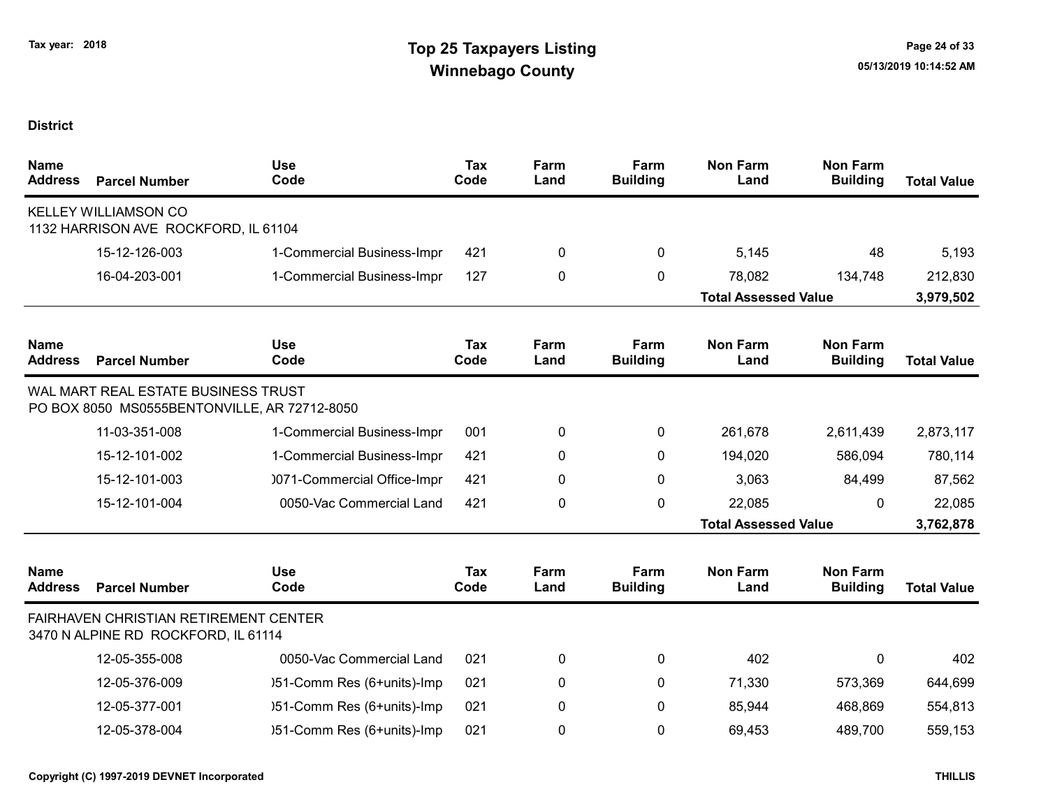Tax year: 2018

# Top 25 Taxpayers Listing
## Winnebago County

**District**

| Name / Address | Parcel Number | Use Code | Tax Code | Farm Land | Farm Building | Non Farm Land | Non Farm Building | Total Value |
|---|---|---|---|---|---|---|---|---|
| KELLEY WILLIAMSON CO<br>1132 HARRISON AVE ROCKFORD, IL 61104 | | | | | | | | |
| | 15-12-126-003 | 1-Commercial Business-Impr | 421 | 0 | 0 | 5,145 | 48 | 5,193 |
| | 16-04-203-001 | 1-Commercial Business-Impr | 127 | 0 | 0 | 78,082 | 134,748 | 212,830 |
| | | | | | | **Total Assessed Value** | | **3,979,502** |

| Name / Address | Parcel Number | Use Code | Tax Code | Farm Land | Farm Building | Non Farm Land | Non Farm Building | Total Value |
|---|---|---|---|---|---|---|---|---|
| WAL MART REAL ESTATE BUSINESS TRUST<br>PO BOX 8050 MS0555BENTONVILLE, AR 72712-8050 | | | | | | | | |
| | 11-03-351-008 | 1-Commercial Business-Impr | 001 | 0 | 0 | 261,678 | 2,611,439 | 2,873,117 |
| | 15-12-101-002 | 1-Commercial Business-Impr | 421 | 0 | 0 | 194,020 | 586,094 | 780,114 |
| | 15-12-101-003 | )071-Commercial Office-Impr | 421 | 0 | 0 | 3,063 | 84,499 | 87,562 |
| | 15-12-101-004 | 0050-Vac Commercial Land | 421 | 0 | 0 | 22,085 | 0 | 22,085 |
| | | | | | | **Total Assessed Value** | | **3,762,878** |

| Name / Address | Parcel Number | Use Code | Tax Code | Farm Land | Farm Building | Non Farm Land | Non Farm Building | Total Value |
|---|---|---|---|---|---|---|---|---|
| FAIRHAVEN CHRISTIAN RETIREMENT CENTER<br>3470 N ALPINE RD ROCKFORD, IL 61114 | | | | | | | | |
| | 12-05-355-008 | 0050-Vac Commercial Land | 021 | 0 | 0 | 402 | 0 | 402 |
| | 12-05-376-009 | )51-Comm Res (6+units)-Imp | 021 | 0 | 0 | 71,330 | 573,369 | 644,699 |
| | 12-05-377-001 | )51-Comm Res (6+units)-Imp | 021 | 0 | 0 | 85,944 | 468,869 | 554,813 |
| | 12-05-378-004 | )51-Comm Res (6+units)-Imp | 021 | 0 | 0 | 69,453 | 489,700 | 559,153 |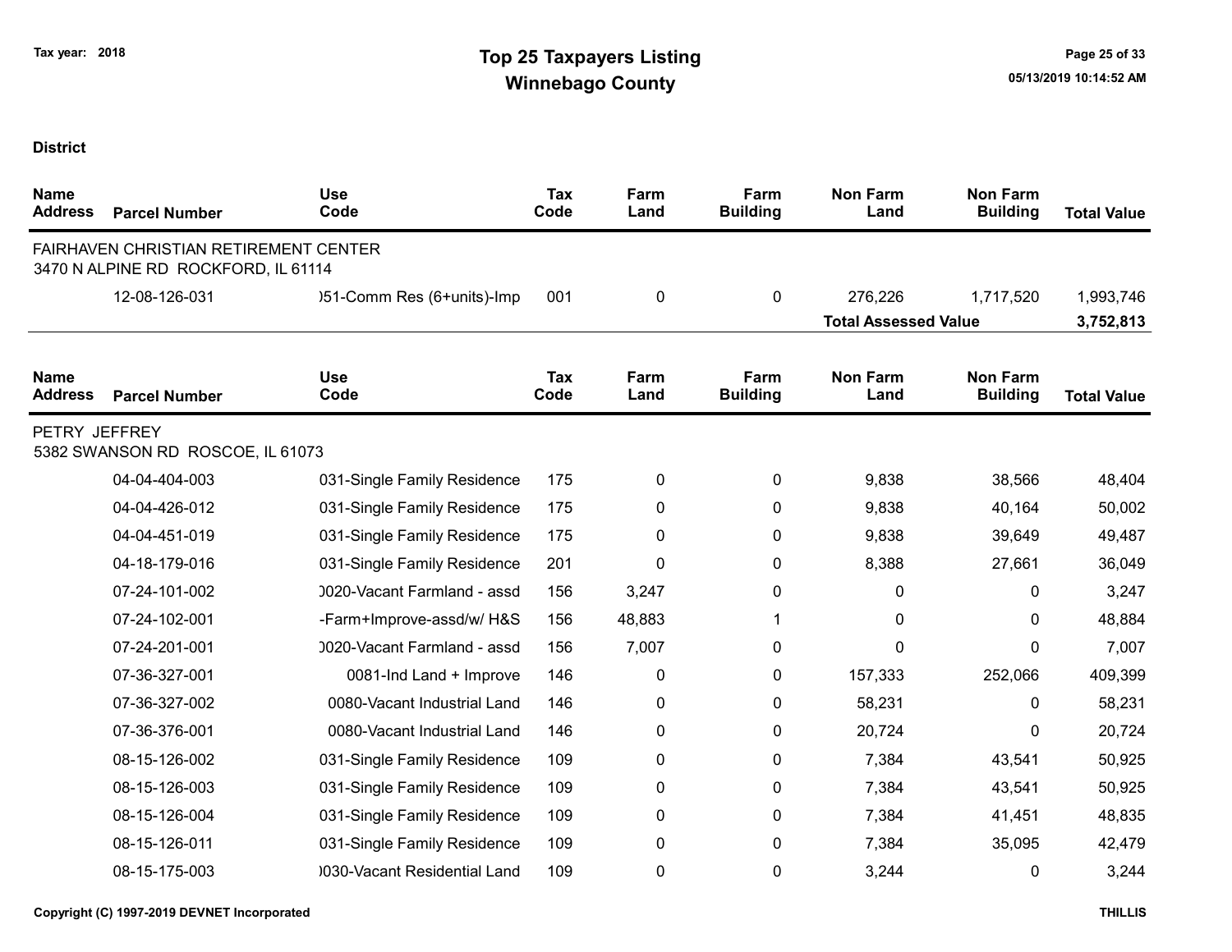# Top 25 Taxpayers Listing

## Winnebago County

Tax year: 2018

**District**

| Name Address | Parcel Number | Use Code | Tax Code | Farm Land | Farm Building | Non Farm Land | Non Farm Building | Total Value |
|---|---|---|---|---|---|---|---|---|
| FAIRHAVEN CHRISTIAN RETIREMENT CENTER<br>3470 N ALPINE RD ROCKFORD, IL 61114 | | | | | | | | |
| | 12-08-126-031 | )51-Comm Res (6+units)-Imp | 001 | 0 | 0 | 276,226 | 1,717,520 | 1,993,746 |
| | | | | | | **Total Assessed Value** | | **3,752,813** |

| Name Address | Parcel Number | Use Code | Tax Code | Farm Land | Farm Building | Non Farm Land | Non Farm Building | Total Value |
|---|---|---|---|---|---|---|---|---|
| PETRY JEFFREY<br>5382 SWANSON RD ROSCOE, IL 61073 | | | | | | | | |
| | 04-04-404-003 | 031-Single Family Residence | 175 | 0 | 0 | 9,838 | 38,566 | 48,404 |
| | 04-04-426-012 | 031-Single Family Residence | 175 | 0 | 0 | 9,838 | 40,164 | 50,002 |
| | 04-04-451-019 | 031-Single Family Residence | 175 | 0 | 0 | 9,838 | 39,649 | 49,487 |
| | 04-18-179-016 | 031-Single Family Residence | 201 | 0 | 0 | 8,388 | 27,661 | 36,049 |
| | 07-24-101-002 | )020-Vacant Farmland - assd | 156 | 3,247 | 0 | 0 | 0 | 3,247 |
| | 07-24-102-001 | -Farm+Improve-assd/w/ H&S | 156 | 48,883 | 1 | 0 | 0 | 48,884 |
| | 07-24-201-001 | )020-Vacant Farmland - assd | 156 | 7,007 | 0 | 0 | 0 | 7,007 |
| | 07-36-327-001 | 0081-Ind Land + Improve | 146 | 0 | 0 | 157,333 | 252,066 | 409,399 |
| | 07-36-327-002 | 0080-Vacant Industrial Land | 146 | 0 | 0 | 58,231 | 0 | 58,231 |
| | 07-36-376-001 | 0080-Vacant Industrial Land | 146 | 0 | 0 | 20,724 | 0 | 20,724 |
| | 08-15-126-002 | 031-Single Family Residence | 109 | 0 | 0 | 7,384 | 43,541 | 50,925 |
| | 08-15-126-003 | 031-Single Family Residence | 109 | 0 | 0 | 7,384 | 43,541 | 50,925 |
| | 08-15-126-004 | 031-Single Family Residence | 109 | 0 | 0 | 7,384 | 41,451 | 48,835 |
| | 08-15-126-011 | 031-Single Family Residence | 109 | 0 | 0 | 7,384 | 35,095 | 42,479 |
| | 08-15-175-003 | )030-Vacant Residential Land | 109 | 0 | 0 | 3,244 | 0 | 3,244 |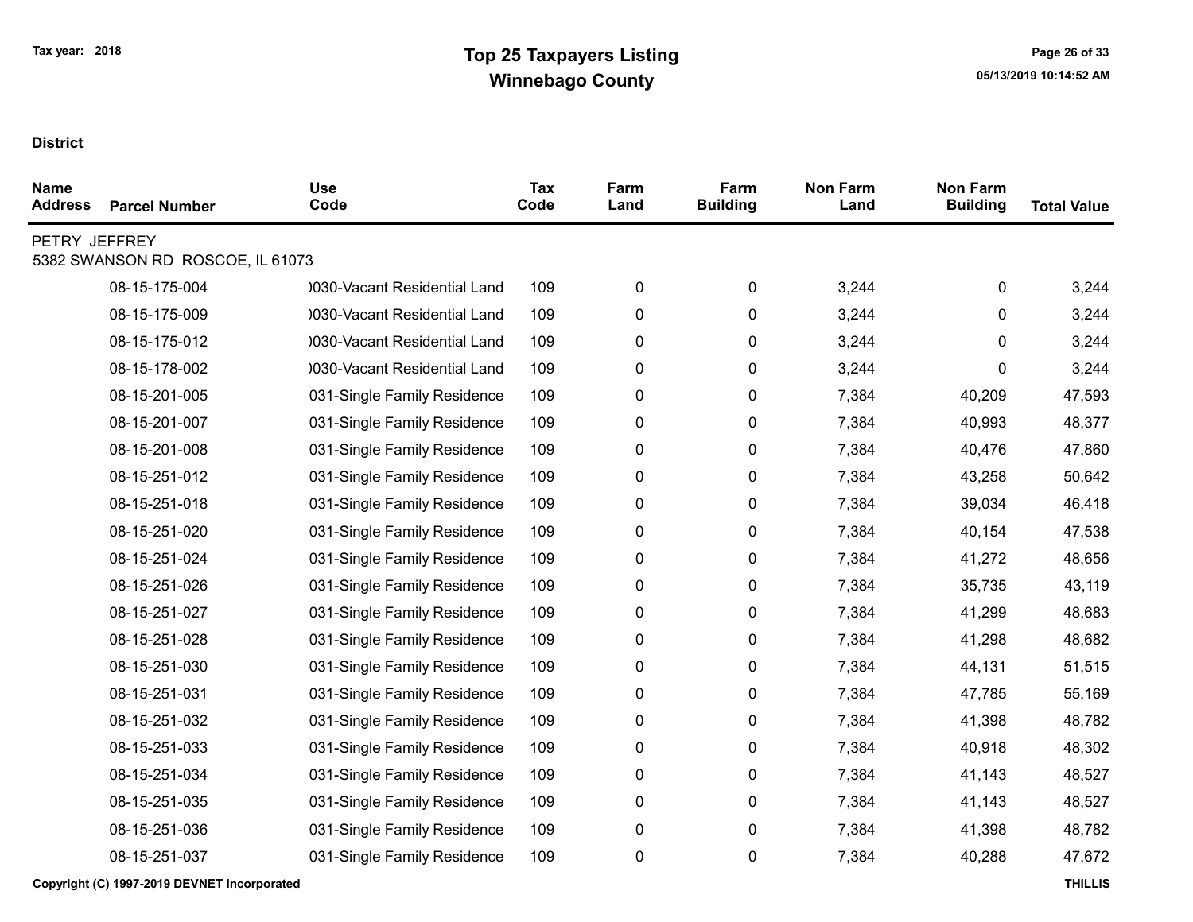Tax year: 2018

# Top 25 Taxpayers Listing
## Winnebago County

05/13/2019 10:14:52 AM

**District**

| Name Address | Parcel Number | Use Code | Tax Code | Farm Land | Farm Building | Non Farm Land | Non Farm Building | Total Value |
|---|---|---|---|---|---|---|---|---|
| PETRY JEFFREY 5382 SWANSON RD ROSCOE, IL 61073 | | | | | | | | |
| | 08-15-175-004 | )030-Vacant Residential Land | 109 | 0 | 0 | 3,244 | 0 | 3,244 |
| | 08-15-175-009 | )030-Vacant Residential Land | 109 | 0 | 0 | 3,244 | 0 | 3,244 |
| | 08-15-175-012 | )030-Vacant Residential Land | 109 | 0 | 0 | 3,244 | 0 | 3,244 |
| | 08-15-178-002 | )030-Vacant Residential Land | 109 | 0 | 0 | 3,244 | 0 | 3,244 |
| | 08-15-201-005 | 031-Single Family Residence | 109 | 0 | 0 | 7,384 | 40,209 | 47,593 |
| | 08-15-201-007 | 031-Single Family Residence | 109 | 0 | 0 | 7,384 | 40,993 | 48,377 |
| | 08-15-201-008 | 031-Single Family Residence | 109 | 0 | 0 | 7,384 | 40,476 | 47,860 |
| | 08-15-251-012 | 031-Single Family Residence | 109 | 0 | 0 | 7,384 | 43,258 | 50,642 |
| | 08-15-251-018 | 031-Single Family Residence | 109 | 0 | 0 | 7,384 | 39,034 | 46,418 |
| | 08-15-251-020 | 031-Single Family Residence | 109 | 0 | 0 | 7,384 | 40,154 | 47,538 |
| | 08-15-251-024 | 031-Single Family Residence | 109 | 0 | 0 | 7,384 | 41,272 | 48,656 |
| | 08-15-251-026 | 031-Single Family Residence | 109 | 0 | 0 | 7,384 | 35,735 | 43,119 |
| | 08-15-251-027 | 031-Single Family Residence | 109 | 0 | 0 | 7,384 | 41,299 | 48,683 |
| | 08-15-251-028 | 031-Single Family Residence | 109 | 0 | 0 | 7,384 | 41,298 | 48,682 |
| | 08-15-251-030 | 031-Single Family Residence | 109 | 0 | 0 | 7,384 | 44,131 | 51,515 |
| | 08-15-251-031 | 031-Single Family Residence | 109 | 0 | 0 | 7,384 | 47,785 | 55,169 |
| | 08-15-251-032 | 031-Single Family Residence | 109 | 0 | 0 | 7,384 | 41,398 | 48,782 |
| | 08-15-251-033 | 031-Single Family Residence | 109 | 0 | 0 | 7,384 | 40,918 | 48,302 |
| | 08-15-251-034 | 031-Single Family Residence | 109 | 0 | 0 | 7,384 | 41,143 | 48,527 |
| | 08-15-251-035 | 031-Single Family Residence | 109 | 0 | 0 | 7,384 | 41,143 | 48,527 |
| | 08-15-251-036 | 031-Single Family Residence | 109 | 0 | 0 | 7,384 | 41,398 | 48,782 |
| | 08-15-251-037 | 031-Single Family Residence | 109 | 0 | 0 | 7,384 | 40,288 | 47,672 |

Copyright (C) 1997-2019 DEVNET Incorporated

THILLIS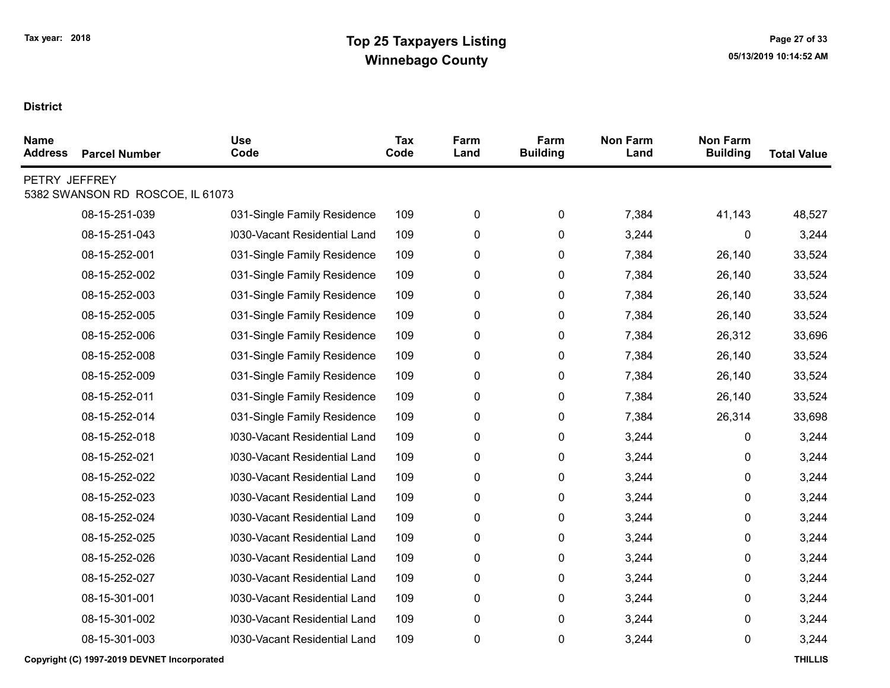Tax year: 2018

# Top 25 Taxpayers Listing
## Winnebago County

**District**

| Name Address | Parcel Number | Use Code | Tax Code | Farm Land | Farm Building | Non Farm Land | Non Farm Building | Total Value |
|---|---|---|---|---|---|---|---|---|
| PETRY JEFFREY<br>5382 SWANSON RD ROSCOE, IL 61073 | | | | | | | | |
| | 08-15-251-039 | 031-Single Family Residence | 109 | 0 | 0 | 7,384 | 41,143 | 48,527 |
| | 08-15-251-043 | )030-Vacant Residential Land | 109 | 0 | 0 | 3,244 | 0 | 3,244 |
| | 08-15-252-001 | 031-Single Family Residence | 109 | 0 | 0 | 7,384 | 26,140 | 33,524 |
| | 08-15-252-002 | 031-Single Family Residence | 109 | 0 | 0 | 7,384 | 26,140 | 33,524 |
| | 08-15-252-003 | 031-Single Family Residence | 109 | 0 | 0 | 7,384 | 26,140 | 33,524 |
| | 08-15-252-005 | 031-Single Family Residence | 109 | 0 | 0 | 7,384 | 26,140 | 33,524 |
| | 08-15-252-006 | 031-Single Family Residence | 109 | 0 | 0 | 7,384 | 26,312 | 33,696 |
| | 08-15-252-008 | 031-Single Family Residence | 109 | 0 | 0 | 7,384 | 26,140 | 33,524 |
| | 08-15-252-009 | 031-Single Family Residence | 109 | 0 | 0 | 7,384 | 26,140 | 33,524 |
| | 08-15-252-011 | 031-Single Family Residence | 109 | 0 | 0 | 7,384 | 26,140 | 33,524 |
| | 08-15-252-014 | 031-Single Family Residence | 109 | 0 | 0 | 7,384 | 26,314 | 33,698 |
| | 08-15-252-018 | )030-Vacant Residential Land | 109 | 0 | 0 | 3,244 | 0 | 3,244 |
| | 08-15-252-021 | )030-Vacant Residential Land | 109 | 0 | 0 | 3,244 | 0 | 3,244 |
| | 08-15-252-022 | )030-Vacant Residential Land | 109 | 0 | 0 | 3,244 | 0 | 3,244 |
| | 08-15-252-023 | )030-Vacant Residential Land | 109 | 0 | 0 | 3,244 | 0 | 3,244 |
| | 08-15-252-024 | )030-Vacant Residential Land | 109 | 0 | 0 | 3,244 | 0 | 3,244 |
| | 08-15-252-025 | )030-Vacant Residential Land | 109 | 0 | 0 | 3,244 | 0 | 3,244 |
| | 08-15-252-026 | )030-Vacant Residential Land | 109 | 0 | 0 | 3,244 | 0 | 3,244 |
| | 08-15-252-027 | )030-Vacant Residential Land | 109 | 0 | 0 | 3,244 | 0 | 3,244 |
| | 08-15-301-001 | )030-Vacant Residential Land | 109 | 0 | 0 | 3,244 | 0 | 3,244 |
| | 08-15-301-002 | )030-Vacant Residential Land | 109 | 0 | 0 | 3,244 | 0 | 3,244 |
| | 08-15-301-003 | )030-Vacant Residential Land | 109 | 0 | 0 | 3,244 | 0 | 3,244 |

Copyright (C) 1997-2019 DEVNET Incorporated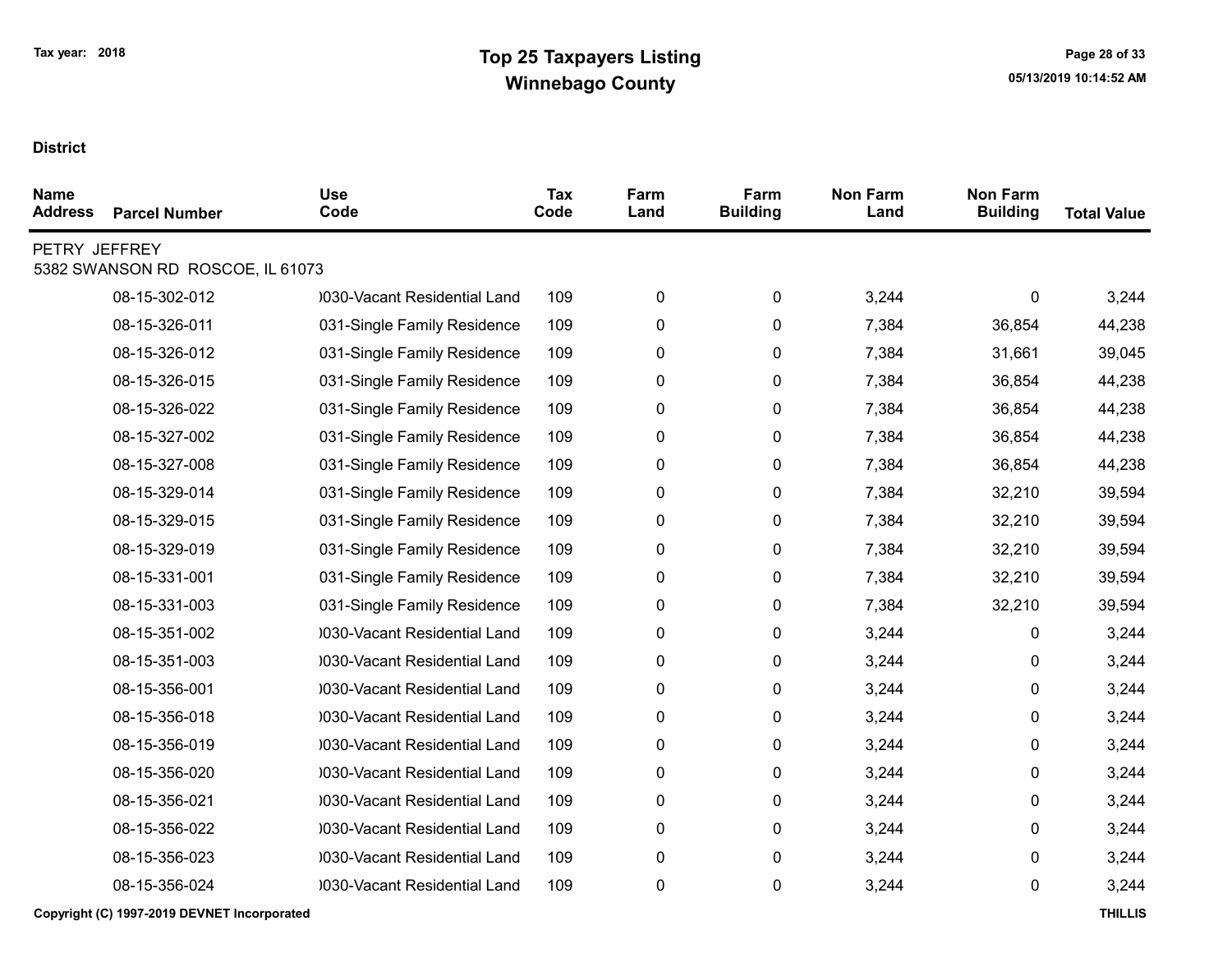# Top 25 Taxpayers Listing
## Winnebago County

Tax year: 2018

**District**

| Name Address | Parcel Number | Use Code | Tax Code | Farm Land | Farm Building | Non Farm Land | Non Farm Building | Total Value |
|---|---|---|---|---|---|---|---|---|
| PETRY JEFFREY<br>5382 SWANSON RD ROSCOE, IL 61073 | | | | | | | | |
| | 08-15-302-012 | )030-Vacant Residential Land | 109 | 0 | 0 | 3,244 | 0 | 3,244 |
| | 08-15-326-011 | 031-Single Family Residence | 109 | 0 | 0 | 7,384 | 36,854 | 44,238 |
| | 08-15-326-012 | 031-Single Family Residence | 109 | 0 | 0 | 7,384 | 31,661 | 39,045 |
| | 08-15-326-015 | 031-Single Family Residence | 109 | 0 | 0 | 7,384 | 36,854 | 44,238 |
| | 08-15-326-022 | 031-Single Family Residence | 109 | 0 | 0 | 7,384 | 36,854 | 44,238 |
| | 08-15-327-002 | 031-Single Family Residence | 109 | 0 | 0 | 7,384 | 36,854 | 44,238 |
| | 08-15-327-008 | 031-Single Family Residence | 109 | 0 | 0 | 7,384 | 36,854 | 44,238 |
| | 08-15-329-014 | 031-Single Family Residence | 109 | 0 | 0 | 7,384 | 32,210 | 39,594 |
| | 08-15-329-015 | 031-Single Family Residence | 109 | 0 | 0 | 7,384 | 32,210 | 39,594 |
| | 08-15-329-019 | 031-Single Family Residence | 109 | 0 | 0 | 7,384 | 32,210 | 39,594 |
| | 08-15-331-001 | 031-Single Family Residence | 109 | 0 | 0 | 7,384 | 32,210 | 39,594 |
| | 08-15-331-003 | 031-Single Family Residence | 109 | 0 | 0 | 7,384 | 32,210 | 39,594 |
| | 08-15-351-002 | )030-Vacant Residential Land | 109 | 0 | 0 | 3,244 | 0 | 3,244 |
| | 08-15-351-003 | )030-Vacant Residential Land | 109 | 0 | 0 | 3,244 | 0 | 3,244 |
| | 08-15-356-001 | )030-Vacant Residential Land | 109 | 0 | 0 | 3,244 | 0 | 3,244 |
| | 08-15-356-018 | )030-Vacant Residential Land | 109 | 0 | 0 | 3,244 | 0 | 3,244 |
| | 08-15-356-019 | )030-Vacant Residential Land | 109 | 0 | 0 | 3,244 | 0 | 3,244 |
| | 08-15-356-020 | )030-Vacant Residential Land | 109 | 0 | 0 | 3,244 | 0 | 3,244 |
| | 08-15-356-021 | )030-Vacant Residential Land | 109 | 0 | 0 | 3,244 | 0 | 3,244 |
| | 08-15-356-022 | )030-Vacant Residential Land | 109 | 0 | 0 | 3,244 | 0 | 3,244 |
| | 08-15-356-023 | )030-Vacant Residential Land | 109 | 0 | 0 | 3,244 | 0 | 3,244 |
| | 08-15-356-024 | )030-Vacant Residential Land | 109 | 0 | 0 | 3,244 | 0 | 3,244 |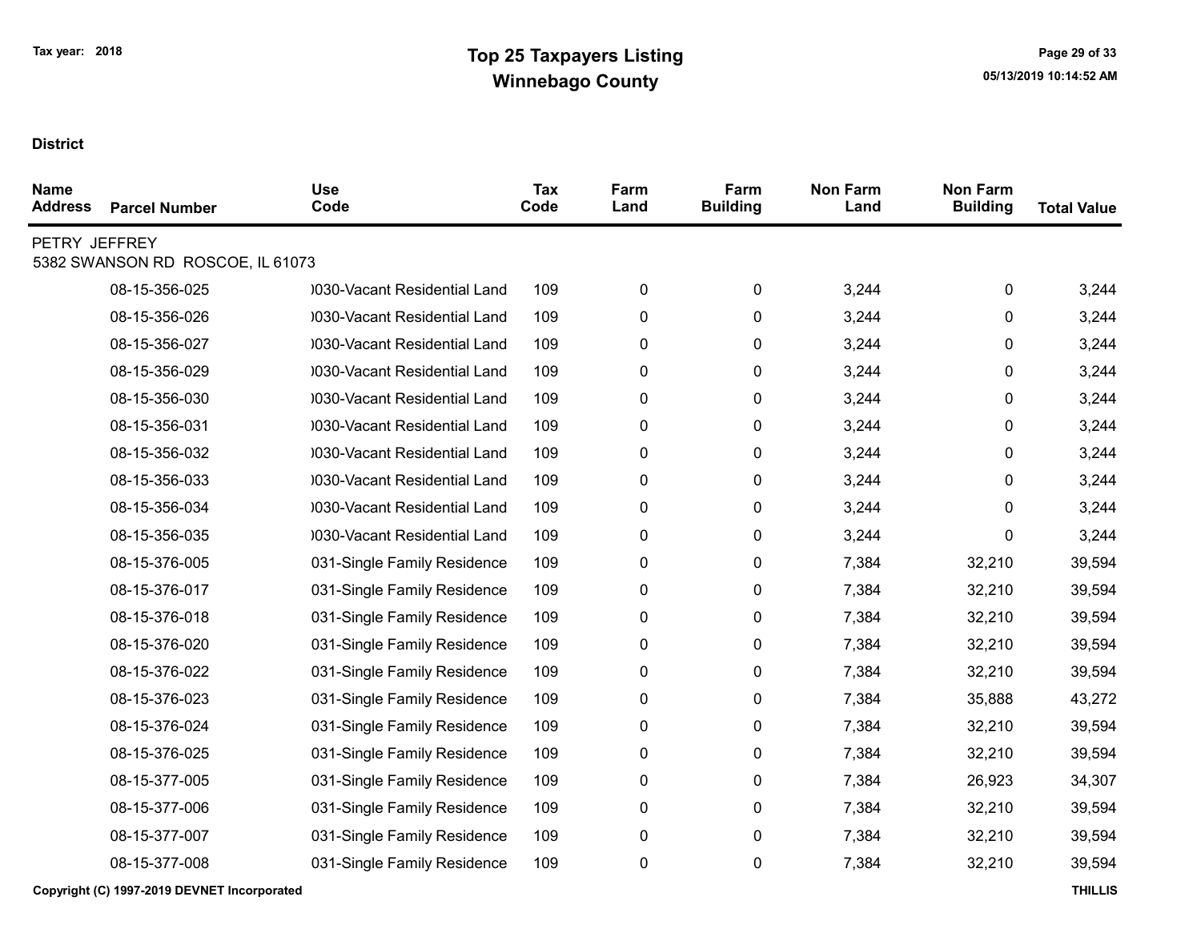# Top 25 Taxpayers Listing

## Winnebago County

Tax year: 2018

**District**

| Name Address | Parcel Number | Use Code | Tax Code | Farm Land | Farm Building | Non Farm Land | Non Farm Building | Total Value |
|---|---|---|---|---|---|---|---|---|
| PETRY JEFFREY 5382 SWANSON RD ROSCOE, IL 61073 | | | | | | | | |
| | 08-15-356-025 | )030-Vacant Residential Land | 109 | 0 | 0 | 3,244 | 0 | 3,244 |
| | 08-15-356-026 | )030-Vacant Residential Land | 109 | 0 | 0 | 3,244 | 0 | 3,244 |
| | 08-15-356-027 | )030-Vacant Residential Land | 109 | 0 | 0 | 3,244 | 0 | 3,244 |
| | 08-15-356-029 | )030-Vacant Residential Land | 109 | 0 | 0 | 3,244 | 0 | 3,244 |
| | 08-15-356-030 | )030-Vacant Residential Land | 109 | 0 | 0 | 3,244 | 0 | 3,244 |
| | 08-15-356-031 | )030-Vacant Residential Land | 109 | 0 | 0 | 3,244 | 0 | 3,244 |
| | 08-15-356-032 | )030-Vacant Residential Land | 109 | 0 | 0 | 3,244 | 0 | 3,244 |
| | 08-15-356-033 | )030-Vacant Residential Land | 109 | 0 | 0 | 3,244 | 0 | 3,244 |
| | 08-15-356-034 | )030-Vacant Residential Land | 109 | 0 | 0 | 3,244 | 0 | 3,244 |
| | 08-15-356-035 | )030-Vacant Residential Land | 109 | 0 | 0 | 3,244 | 0 | 3,244 |
| | 08-15-376-005 | 031-Single Family Residence | 109 | 0 | 0 | 7,384 | 32,210 | 39,594 |
| | 08-15-376-017 | 031-Single Family Residence | 109 | 0 | 0 | 7,384 | 32,210 | 39,594 |
| | 08-15-376-018 | 031-Single Family Residence | 109 | 0 | 0 | 7,384 | 32,210 | 39,594 |
| | 08-15-376-020 | 031-Single Family Residence | 109 | 0 | 0 | 7,384 | 32,210 | 39,594 |
| | 08-15-376-022 | 031-Single Family Residence | 109 | 0 | 0 | 7,384 | 32,210 | 39,594 |
| | 08-15-376-023 | 031-Single Family Residence | 109 | 0 | 0 | 7,384 | 35,888 | 43,272 |
| | 08-15-376-024 | 031-Single Family Residence | 109 | 0 | 0 | 7,384 | 32,210 | 39,594 |
| | 08-15-376-025 | 031-Single Family Residence | 109 | 0 | 0 | 7,384 | 32,210 | 39,594 |
| | 08-15-377-005 | 031-Single Family Residence | 109 | 0 | 0 | 7,384 | 26,923 | 34,307 |
| | 08-15-377-006 | 031-Single Family Residence | 109 | 0 | 0 | 7,384 | 32,210 | 39,594 |
| | 08-15-377-007 | 031-Single Family Residence | 109 | 0 | 0 | 7,384 | 32,210 | 39,594 |
| | 08-15-377-008 | 031-Single Family Residence | 109 | 0 | 0 | 7,384 | 32,210 | 39,594 |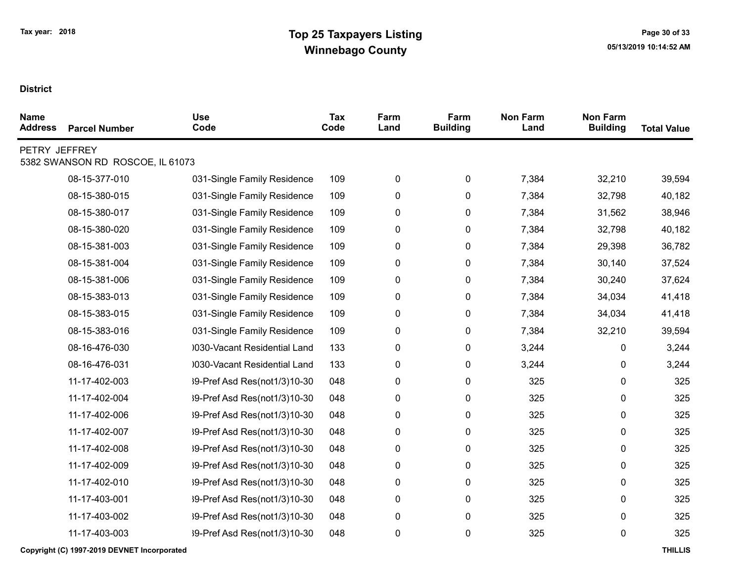# Top 25 Taxpayers Listing
## Winnebago County

Tax year: 2018

**District**

| Name Address | Parcel Number | Use Code | Tax Code | Farm Land | Farm Building | Non Farm Land | Non Farm Building | Total Value |
|---|---|---|---|---|---|---|---|---|
| PETRY JEFFREY<br>5382 SWANSON RD ROSCOE, IL 61073 | | | | | | | | |
| | 08-15-377-010 | 031-Single Family Residence | 109 | 0 | 0 | 7,384 | 32,210 | 39,594 |
| | 08-15-380-015 | 031-Single Family Residence | 109 | 0 | 0 | 7,384 | 32,798 | 40,182 |
| | 08-15-380-017 | 031-Single Family Residence | 109 | 0 | 0 | 7,384 | 31,562 | 38,946 |
| | 08-15-380-020 | 031-Single Family Residence | 109 | 0 | 0 | 7,384 | 32,798 | 40,182 |
| | 08-15-381-003 | 031-Single Family Residence | 109 | 0 | 0 | 7,384 | 29,398 | 36,782 |
| | 08-15-381-004 | 031-Single Family Residence | 109 | 0 | 0 | 7,384 | 30,140 | 37,524 |
| | 08-15-381-006 | 031-Single Family Residence | 109 | 0 | 0 | 7,384 | 30,240 | 37,624 |
| | 08-15-383-013 | 031-Single Family Residence | 109 | 0 | 0 | 7,384 | 34,034 | 41,418 |
| | 08-15-383-015 | 031-Single Family Residence | 109 | 0 | 0 | 7,384 | 34,034 | 41,418 |
| | 08-15-383-016 | 031-Single Family Residence | 109 | 0 | 0 | 7,384 | 32,210 | 39,594 |
| | 08-16-476-030 | 0030-Vacant Residential Land | 133 | 0 | 0 | 3,244 | 0 | 3,244 |
| | 08-16-476-031 | 0030-Vacant Residential Land | 133 | 0 | 0 | 3,244 | 0 | 3,244 |
| | 11-17-402-003 | 39-Pref Asd Res(not1/3)10-30 | 048 | 0 | 0 | 325 | 0 | 325 |
| | 11-17-402-004 | 39-Pref Asd Res(not1/3)10-30 | 048 | 0 | 0 | 325 | 0 | 325 |
| | 11-17-402-006 | 39-Pref Asd Res(not1/3)10-30 | 048 | 0 | 0 | 325 | 0 | 325 |
| | 11-17-402-007 | 39-Pref Asd Res(not1/3)10-30 | 048 | 0 | 0 | 325 | 0 | 325 |
| | 11-17-402-008 | 39-Pref Asd Res(not1/3)10-30 | 048 | 0 | 0 | 325 | 0 | 325 |
| | 11-17-402-009 | 39-Pref Asd Res(not1/3)10-30 | 048 | 0 | 0 | 325 | 0 | 325 |
| | 11-17-402-010 | 39-Pref Asd Res(not1/3)10-30 | 048 | 0 | 0 | 325 | 0 | 325 |
| | 11-17-403-001 | 39-Pref Asd Res(not1/3)10-30 | 048 | 0 | 0 | 325 | 0 | 325 |
| | 11-17-403-002 | 39-Pref Asd Res(not1/3)10-30 | 048 | 0 | 0 | 325 | 0 | 325 |
| | 11-17-403-003 | 39-Pref Asd Res(not1/3)10-30 | 048 | 0 | 0 | 325 | 0 | 325 |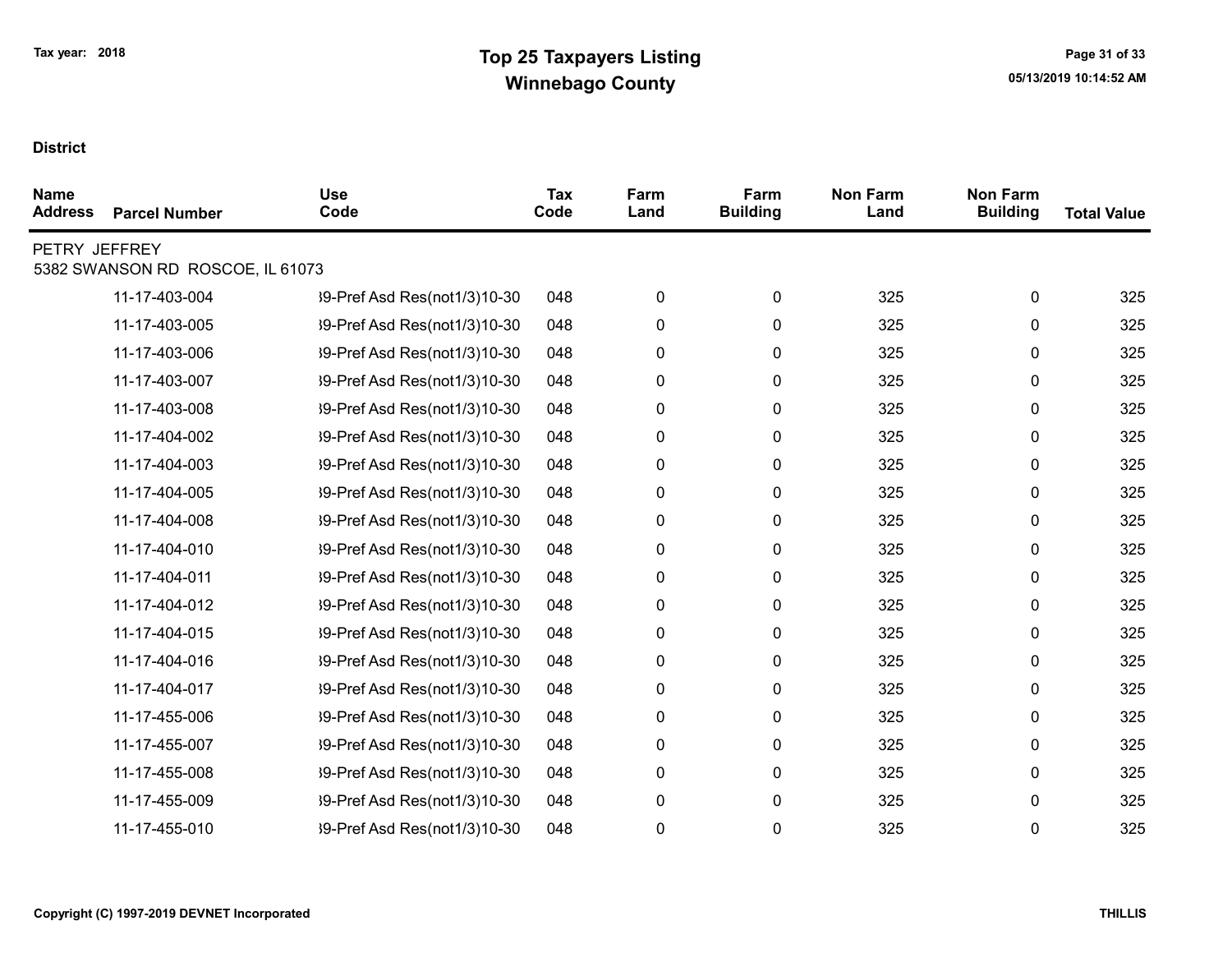**Tax year: 2018**

# Top 25 Taxpayers Listing
## Winnebago County

**District**

| Name Address | Parcel Number | Use Code | Tax Code | Farm Land | Farm Building | Non Farm Land | Non Farm Building | Total Value |
|---|---|---|---|---|---|---|---|---|
| PETRY JEFFREY | | | | | | | | |
| 5382 SWANSON RD ROSCOE, IL 61073 | | | | | | | | |
| | 11-17-403-004 | 39-Pref Asd Res(not1/3)10-30 | 048 | 0 | 0 | 325 | 0 | 325 |
| | 11-17-403-005 | 39-Pref Asd Res(not1/3)10-30 | 048 | 0 | 0 | 325 | 0 | 325 |
| | 11-17-403-006 | 39-Pref Asd Res(not1/3)10-30 | 048 | 0 | 0 | 325 | 0 | 325 |
| | 11-17-403-007 | 39-Pref Asd Res(not1/3)10-30 | 048 | 0 | 0 | 325 | 0 | 325 |
| | 11-17-403-008 | 39-Pref Asd Res(not1/3)10-30 | 048 | 0 | 0 | 325 | 0 | 325 |
| | 11-17-404-002 | 39-Pref Asd Res(not1/3)10-30 | 048 | 0 | 0 | 325 | 0 | 325 |
| | 11-17-404-003 | 39-Pref Asd Res(not1/3)10-30 | 048 | 0 | 0 | 325 | 0 | 325 |
| | 11-17-404-005 | 39-Pref Asd Res(not1/3)10-30 | 048 | 0 | 0 | 325 | 0 | 325 |
| | 11-17-404-008 | 39-Pref Asd Res(not1/3)10-30 | 048 | 0 | 0 | 325 | 0 | 325 |
| | 11-17-404-010 | 39-Pref Asd Res(not1/3)10-30 | 048 | 0 | 0 | 325 | 0 | 325 |
| | 11-17-404-011 | 39-Pref Asd Res(not1/3)10-30 | 048 | 0 | 0 | 325 | 0 | 325 |
| | 11-17-404-012 | 39-Pref Asd Res(not1/3)10-30 | 048 | 0 | 0 | 325 | 0 | 325 |
| | 11-17-404-015 | 39-Pref Asd Res(not1/3)10-30 | 048 | 0 | 0 | 325 | 0 | 325 |
| | 11-17-404-016 | 39-Pref Asd Res(not1/3)10-30 | 048 | 0 | 0 | 325 | 0 | 325 |
| | 11-17-404-017 | 39-Pref Asd Res(not1/3)10-30 | 048 | 0 | 0 | 325 | 0 | 325 |
| | 11-17-455-006 | 39-Pref Asd Res(not1/3)10-30 | 048 | 0 | 0 | 325 | 0 | 325 |
| | 11-17-455-007 | 39-Pref Asd Res(not1/3)10-30 | 048 | 0 | 0 | 325 | 0 | 325 |
| | 11-17-455-008 | 39-Pref Asd Res(not1/3)10-30 | 048 | 0 | 0 | 325 | 0 | 325 |
| | 11-17-455-009 | 39-Pref Asd Res(not1/3)10-30 | 048 | 0 | 0 | 325 | 0 | 325 |
| | 11-17-455-010 | 39-Pref Asd Res(not1/3)10-30 | 048 | 0 | 0 | 325 | 0 | 325 |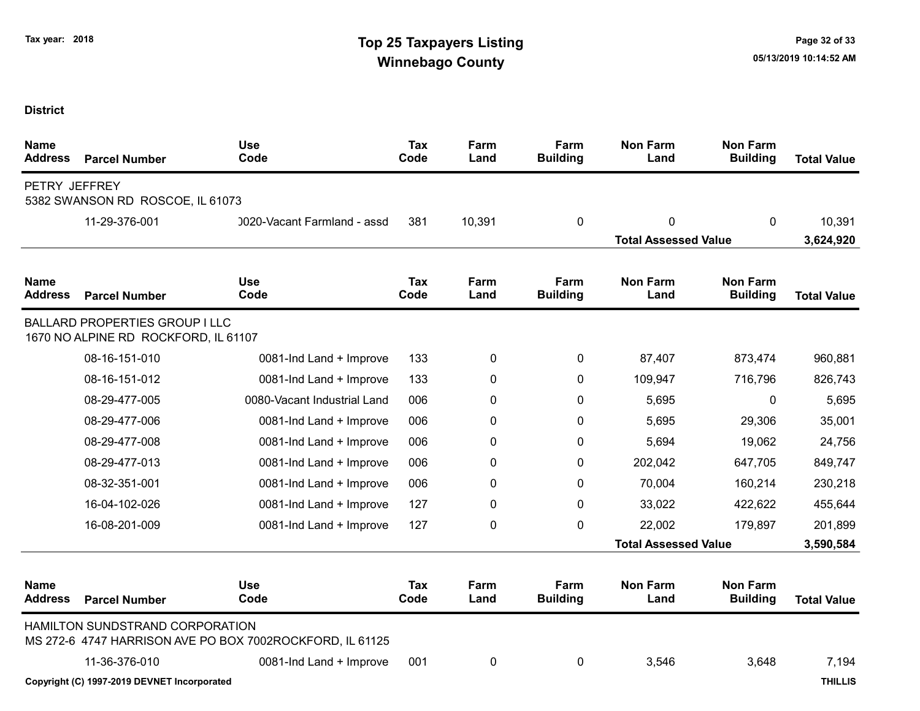Tax year: 2018

# Top 25 Taxpayers Listing
## Winnebago County

**District**

| Name / Address | Parcel Number | Use Code | Tax Code | Farm Land | Farm Building | Non Farm Land | Non Farm Building | Total Value |
|---|---|---|---|---|---|---|---|---|
| PETRY JEFFREY<br>5382 SWANSON RD ROSCOE, IL 61073 | | | | | | | | |
| | 11-29-376-001 | )020-Vacant Farmland - assd | 381 | 10,391 | 0 | 0 | 0 | 10,391 |
| | | | | | | **Total Assessed Value** | | **3,624,920** |

| Name / Address | Parcel Number | Use Code | Tax Code | Farm Land | Farm Building | Non Farm Land | Non Farm Building | Total Value |
|---|---|---|---|---|---|---|---|---|
| BALLARD PROPERTIES GROUP I LLC<br>1670 NO ALPINE RD ROCKFORD, IL 61107 | | | | | | | | |
| | 08-16-151-010 | 0081-Ind Land + Improve | 133 | 0 | 0 | 87,407 | 873,474 | 960,881 |
| | 08-16-151-012 | 0081-Ind Land + Improve | 133 | 0 | 0 | 109,947 | 716,796 | 826,743 |
| | 08-29-477-005 | 0080-Vacant Industrial Land | 006 | 0 | 0 | 5,695 | 0 | 5,695 |
| | 08-29-477-006 | 0081-Ind Land + Improve | 006 | 0 | 0 | 5,695 | 29,306 | 35,001 |
| | 08-29-477-008 | 0081-Ind Land + Improve | 006 | 0 | 0 | 5,694 | 19,062 | 24,756 |
| | 08-29-477-013 | 0081-Ind Land + Improve | 006 | 0 | 0 | 202,042 | 647,705 | 849,747 |
| | 08-32-351-001 | 0081-Ind Land + Improve | 006 | 0 | 0 | 70,004 | 160,214 | 230,218 |
| | 16-04-102-026 | 0081-Ind Land + Improve | 127 | 0 | 0 | 33,022 | 422,622 | 455,644 |
| | 16-08-201-009 | 0081-Ind Land + Improve | 127 | 0 | 0 | 22,002 | 179,897 | 201,899 |
| | | | | | | **Total Assessed Value** | | **3,590,584** |

| Name / Address | Parcel Number | Use Code | Tax Code | Farm Land | Farm Building | Non Farm Land | Non Farm Building | Total Value |
|---|---|---|---|---|---|---|---|---|
| HAMILTON SUNDSTRAND CORPORATION<br>MS 272-6 4747 HARRISON AVE PO BOX 7002ROCKFORD, IL 61125 | | | | | | | | |
| | 11-36-376-010 | 0081-Ind Land + Improve | 001 | 0 | 0 | 3,546 | 3,648 | 7,194 |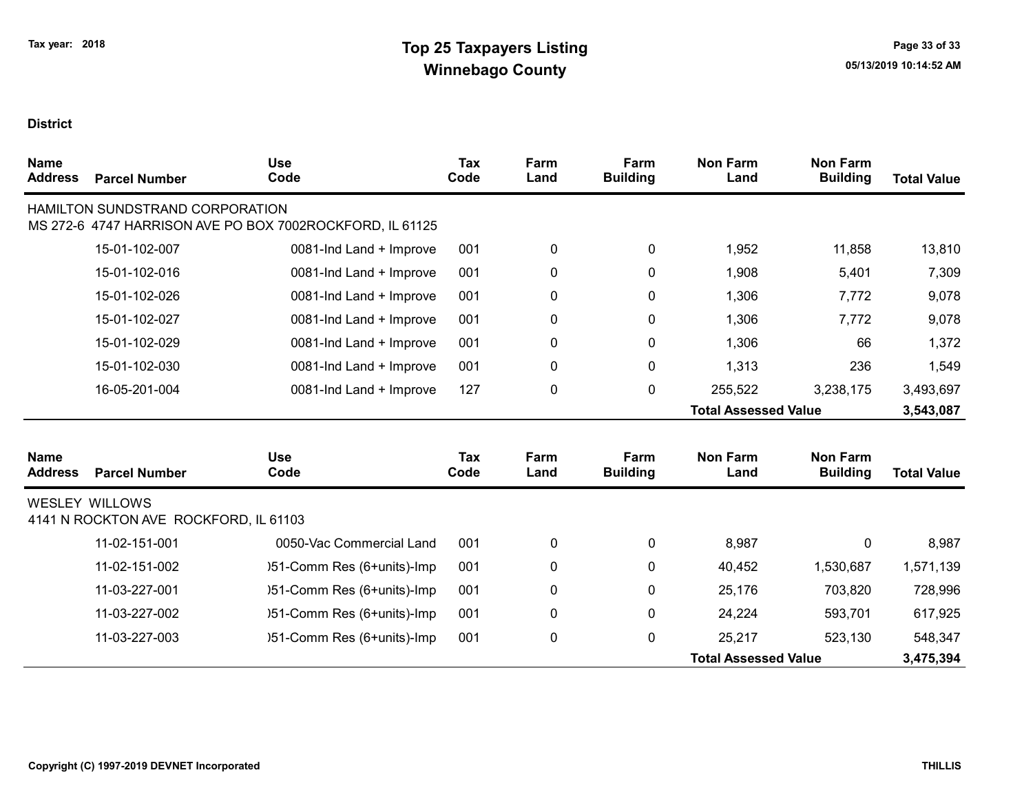# Top 25 Taxpayers Listing
## Winnebago County

Tax year: 2018

**District**

| Name Address | Parcel Number | Use Code | Tax Code | Farm Land | Farm Building | Non Farm Land | Non Farm Building | Total Value |
|---|---|---|---|---|---|---|---|---|
| HAMILTON SUNDSTRAND CORPORATION<br>MS 272-6 4747 HARRISON AVE PO BOX 7002ROCKFORD, IL 61125 | | | | | | | | |
| | 15-01-102-007 | 0081-Ind Land + Improve | 001 | 0 | 0 | 1,952 | 11,858 | 13,810 |
| | 15-01-102-016 | 0081-Ind Land + Improve | 001 | 0 | 0 | 1,908 | 5,401 | 7,309 |
| | 15-01-102-026 | 0081-Ind Land + Improve | 001 | 0 | 0 | 1,306 | 7,772 | 9,078 |
| | 15-01-102-027 | 0081-Ind Land + Improve | 001 | 0 | 0 | 1,306 | 7,772 | 9,078 |
| | 15-01-102-029 | 0081-Ind Land + Improve | 001 | 0 | 0 | 1,306 | 66 | 1,372 |
| | 15-01-102-030 | 0081-Ind Land + Improve | 001 | 0 | 0 | 1,313 | 236 | 1,549 |
| | 16-05-201-004 | 0081-Ind Land + Improve | 127 | 0 | 0 | 255,522 | 3,238,175 | 3,493,697 |
| | | | | | | **Total Assessed Value** | | **3,543,087** |

| Name Address | Parcel Number | Use Code | Tax Code | Farm Land | Farm Building | Non Farm Land | Non Farm Building | Total Value |
|---|---|---|---|---|---|---|---|---|
| WESLEY WILLOWS<br>4141 N ROCKTON AVE ROCKFORD, IL 61103 | | | | | | | | |
| | 11-02-151-001 | 0050-Vac Commercial Land | 001 | 0 | 0 | 8,987 | 0 | 8,987 |
| | 11-02-151-002 | )51-Comm Res (6+units)-Imp | 001 | 0 | 0 | 40,452 | 1,530,687 | 1,571,139 |
| | 11-03-227-001 | )51-Comm Res (6+units)-Imp | 001 | 0 | 0 | 25,176 | 703,820 | 728,996 |
| | 11-03-227-002 | )51-Comm Res (6+units)-Imp | 001 | 0 | 0 | 24,224 | 593,701 | 617,925 |
| | 11-03-227-003 | )51-Comm Res (6+units)-Imp | 001 | 0 | 0 | 25,217 | 523,130 | 548,347 |
| | | | | | | **Total Assessed Value** | | **3,475,394** |